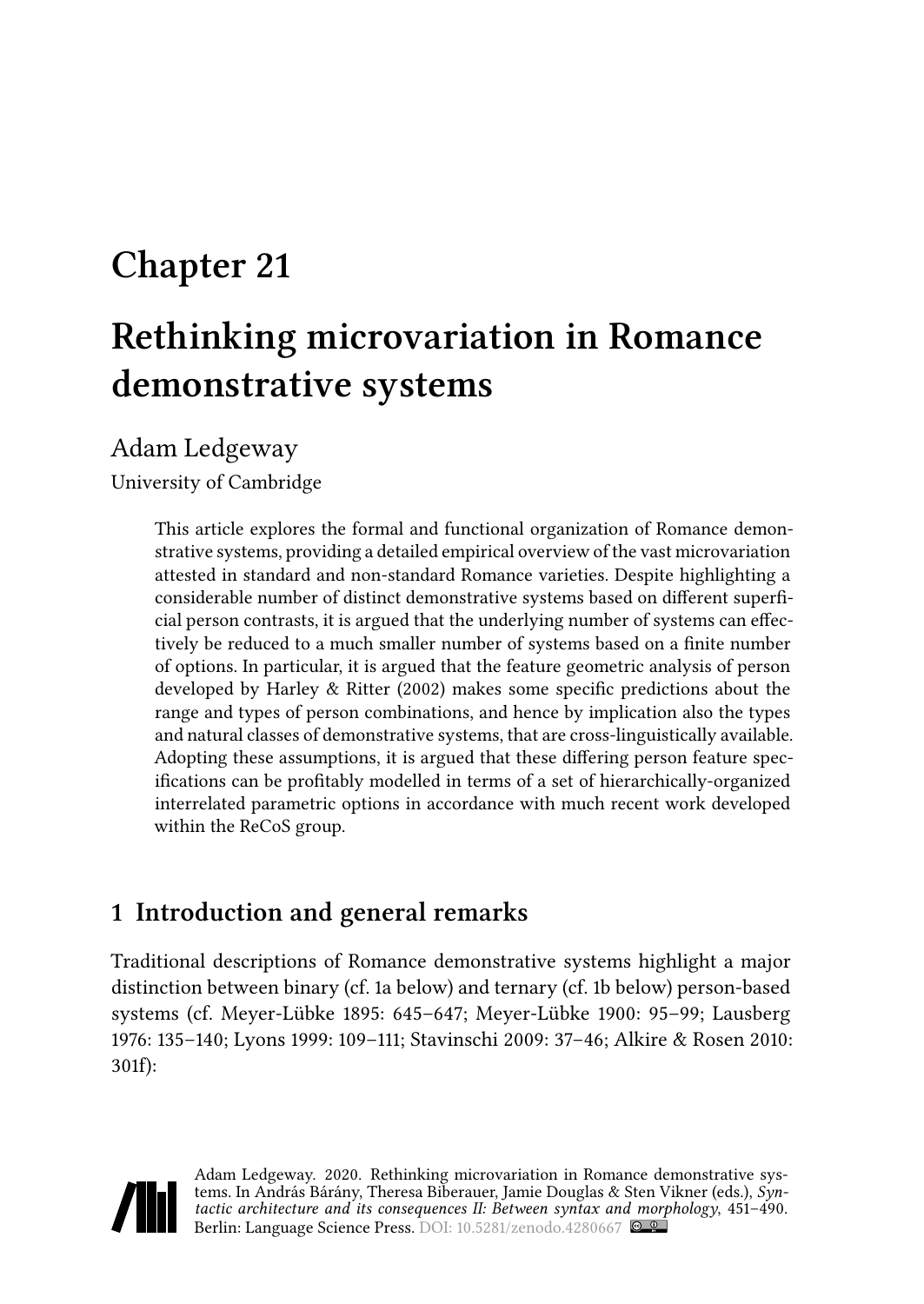# Chapter 21

# Rethinking microvariation in Romance demonstrative systems

Adam Ledgeway

University of Cambridge

> This article explores the formal and functional organization of Romance demonstrative systems, providing a detailed empirical overview of the vast microvariation attested in standard and non-standard Romance varieties. Despite highlighting a considerable number of distinct demonstrative systems based on different superficial person contrasts, it is argued that the underlying number of systems can effectively be reduced to a much smaller number of systems based on a finite number of options. In particular, it is argued that the feature geometric analysis of person developed by Harley & Ritter (2002) makes some specific predictions about the range and types of person combinations, and hence by implication also the types and natural classes of demonstrative systems, that are cross-linguistically available. Adopting these assumptions, it is argued that these differing person feature specifications can be profitably modelled in terms of a set of hierarchically-organized interrelated parametric options in accordance with much recent work developed within the ReCoS group.

## 1 Introduction and general remarks

Traditional descriptions of Romance demonstrative systems highlight a major distinction between binary (cf. 1a below) and ternary (cf. 1b below) person-based systems (cf. Meyer-Lübke 1895: 645–647; Meyer-Lübke 1900: 95–99; Lausberg 1976: 135–140; Lyons 1999: 109–111; Stavinschi 2009: 37–46; Alkire & Rosen 2010: 301f):

Adam Ledgeway. 2020. Rethinking microvariation in Romance demonstrative systems. In András Bárány, Theresa Biberauer, Jamie Douglas & Sten Vikner (eds.), *Syntactic architecture and its consequences II: Between syntax and morphology*, 451–490. Berlin: Language Science Press. DOI: 10.5281/zenodo.4280667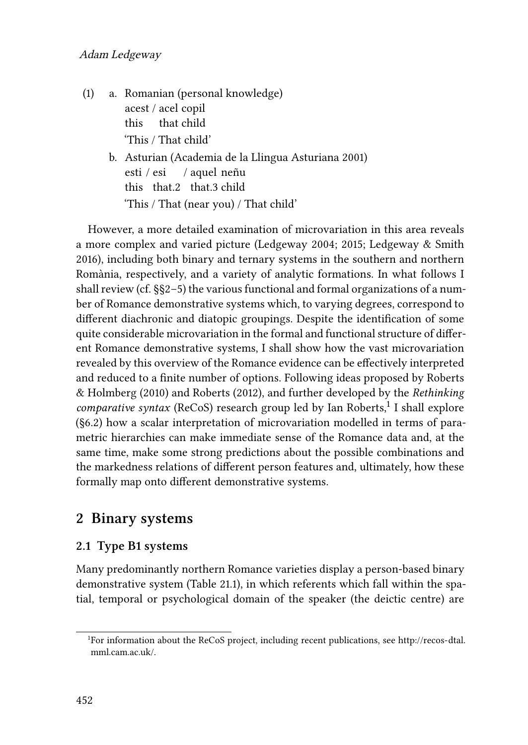(1) a. Romanian (personal knowledge)
   acest / acel copil
   this that child
   'This / That child'

  b. Asturian (Academia de la Llingua Asturiana 2001)
   esti / esi / aquel neñu
   this that.2 that.3 child
   'This / That (near you) / That child'

However, a more detailed examination of microvariation in this area reveals a more complex and varied picture (Ledgeway 2004; 2015; Ledgeway & Smith 2016), including both binary and ternary systems in the southern and northern Romània, respectively, and a variety of analytic formations. In what follows I shall review (cf. §§2–5) the various functional and formal organizations of a number of Romance demonstrative systems which, to varying degrees, correspond to different diachronic and diatopic groupings. Despite the identification of some quite considerable microvariation in the formal and functional structure of different Romance demonstrative systems, I shall show how the vast microvariation revealed by this overview of the Romance evidence can be effectively interpreted and reduced to a finite number of options. Following ideas proposed by Roberts & Holmberg (2010) and Roberts (2012), and further developed by the *Rethinking comparative syntax* (ReCoS) research group led by Ian Roberts,[1] I shall explore (§6.2) how a scalar interpretation of microvariation modelled in terms of parametric hierarchies can make immediate sense of the Romance data and, at the same time, make some strong predictions about the possible combinations and the markedness relations of different person features and, ultimately, how these formally map onto different demonstrative systems.

## 2 Binary systems

### 2.1 Type B1 systems

Many predominantly northern Romance varieties display a person-based binary demonstrative system (Table 21.1), in which referents which fall within the spatial, temporal or psychological domain of the speaker (the deictic centre) are

[1] For information about the ReCoS project, including recent publications, see http://recos-dtal.mml.cam.ac.uk/.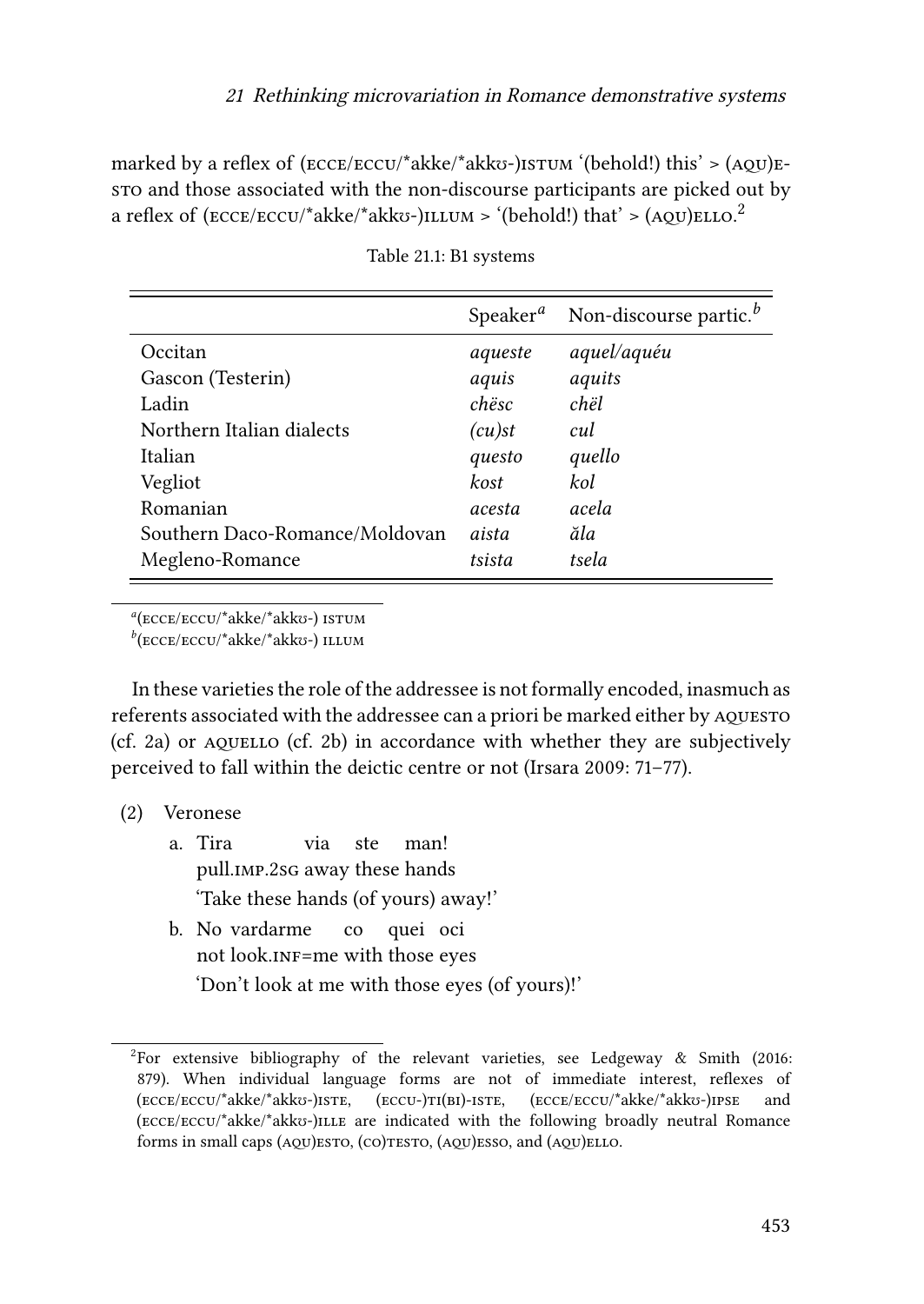marked by a reflex of (ECCE/ECCU/*akke/*akkʊ-)ISTUM '(behold!) this' > (AQU)ESTO and those associated with the non-discourse participants are picked out by a reflex of (ECCE/ECCU/*akke/*akkʊ-)ILLUM > '(behold!) that' > (AQU)ELLO.[2]

Table 21.1: B1 systems

| | Speaker[a] | Non-discourse partic.[b] |
|---|---|---|
| Occitan | *aqueste* | *aquel/aquéu* |
| Gascon (Testerin) | *aquis* | *aquits* |
| Ladin | *chësc* | *chël* |
| Northern Italian dialects | *(cu)st* | *cul* |
| Italian | *questo* | *quello* |
| Vegliot | *kost* | *kol* |
| Romanian | *acesta* | *acela* |
| Southern Daco-Romance/Moldovan | *aista* | *ăla* |
| Megleno-Romance | *tsista* | *tsela* |

[a](ECCE/ECCU/*akke/*akkʊ-) ISTUM

[b](ECCE/ECCU/*akke/*akkʊ-) ILLUM

In these varieties the role of the addressee is not formally encoded, inasmuch as referents associated with the addressee can a priori be marked either by AQUESTO (cf. 2a) or AQUELLO (cf. 2b) in accordance with whether they are subjectively perceived to fall within the deictic centre or not (Irsara 2009: 71–77).

(2) Veronese

a. Tira via ste man!
pull.IMP.2SG away these hands
'Take these hands (of yours) away!'

b. No vardarme co quei oci
not look.INF=me with those eyes
'Don't look at me with those eyes (of yours)!'

[2]For extensive bibliography of the relevant varieties, see Ledgeway & Smith (2016: 879). When individual language forms are not of immediate interest, reflexes of (ECCE/ECCU/*akke/*akkʊ-)ISTE, (ECCU-)TI(BI)-ISTE, (ECCE/ECCU/*akke/*akkʊ-)IPSE and (ECCE/ECCU/*akke/*akkʊ-)ILLE are indicated with the following broadly neutral Romance forms in small caps (AQU)ESTO, (CO)TESTO, (AQU)ESSO, and (AQU)ELLO.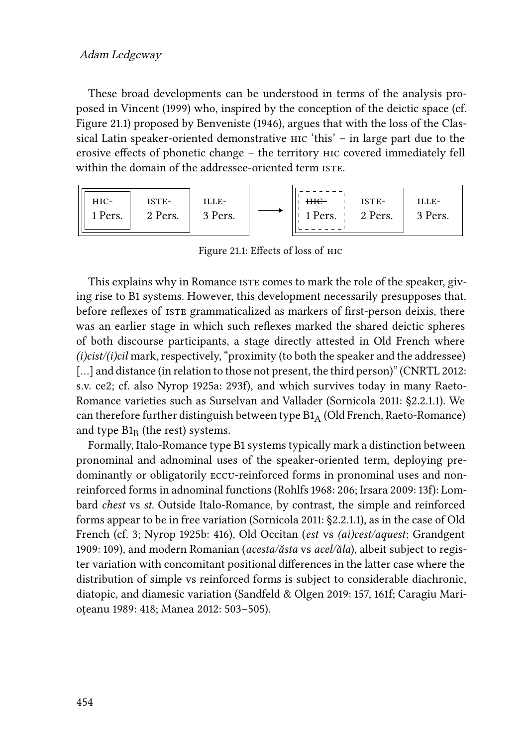These broad developments can be understood in terms of the analysis proposed in Vincent (1999) who, inspired by the conception of the deictic space (cf. Figure 21.1) proposed by Benveniste (1946), argues that with the loss of the Classical Latin speaker-oriented demonstrative HIC 'this' – in large part due to the erosive effects of phonetic change – the territory HIC covered immediately fell within the domain of the addressee-oriented term ISTE.

| HIC- | ISTE- | ILLE- | → | ~~HIC-~~ | ISTE- | ILLE- |
|---|---|---|---|---|---|---|
| 1 Pers. | 2 Pers. | 3 Pers. | | 1 Pers. | 2 Pers. | 3 Pers. |

Figure 21.1: Effects of loss of HIC

This explains why in Romance ISTE comes to mark the role of the speaker, giving rise to B1 systems. However, this development necessarily presupposes that, before reflexes of ISTE grammaticalized as markers of first-person deixis, there was an earlier stage in which such reflexes marked the shared deictic spheres of both discourse participants, a stage directly attested in Old French where *(i)cist/(i)cil* mark, respectively, "proximity (to both the speaker and the addressee) [...] and distance (in relation to those not present, the third person)" (CNRTL 2012: s.v. ce2; cf. also Nyrop 1925a: 293f), and which survives today in many Raeto-Romance varieties such as Surselvan and Vallader (Sornicola 2011: §2.2.1.1). We can therefore further distinguish between type $B1_A$ (Old French, Raeto-Romance) and type $B1_B$ (the rest) systems.

Formally, Italo-Romance type B1 systems typically mark a distinction between pronominal and adnominal uses of the speaker-oriented term, deploying predominantly or obligatorily ECCU-reinforced forms in pronominal uses and non-reinforced forms in adnominal functions (Rohlfs 1968: 206; Irsara 2009: 13f): Lombard *chest* vs *st*. Outside Italo-Romance, by contrast, the simple and reinforced forms appear to be in free variation (Sornicola 2011: §2.2.1.1), as in the case of Old French (cf. 3; Nyrop 1925b: 416), Old Occitan (*est* vs *(ai)cest/aquest*; Grandgent 1909: 109), and modern Romanian (*acesta/ăsta* vs *acel/ăla*), albeit subject to register variation with concomitant positional differences in the latter case where the distribution of simple vs reinforced forms is subject to considerable diachronic, diatopic, and diamesic variation (Sandfeld & Olgen 2019: 157, 161f; Caragiu Marioţeanu 1989: 418; Manea 2012: 503–505).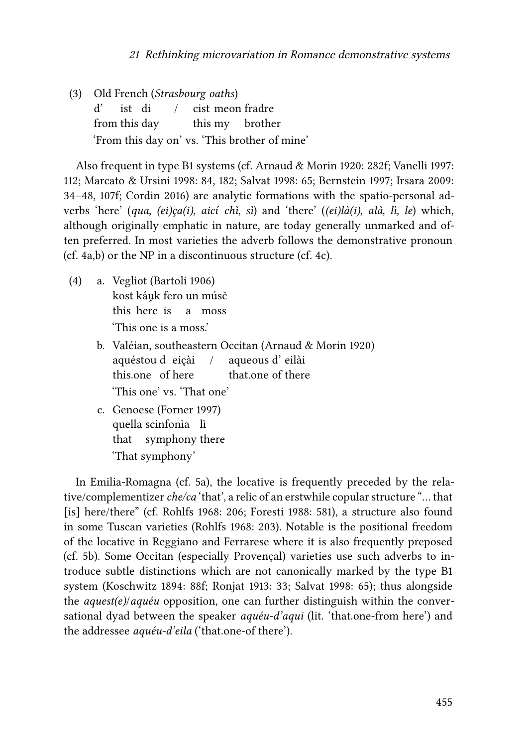(3) Old French (*Strasbourg oaths*)
d' ist di / cist meon fradre
from this day this my brother
'From this day on' vs. 'This brother of mine'

Also frequent in type B1 systems (cf. Arnaud & Morin 1920: 282f; Vanelli 1997: 112; Marcato & Ursini 1998: 84, 182; Salvat 1998: 65; Bernstein 1997; Irsara 2009: 34–48, 107f; Cordin 2016) are analytic formations with the spatio-personal adverbs 'here' (*qua*, *(ei)ça(i)*, *aicí chì*, *sì*) and 'there' (*(ei)là(i)*, *alà, lì, le*) which, although originally emphatic in nature, are today generally unmarked and often preferred. In most varieties the adverb follows the demonstrative pronoun (cf. 4a,b) or the NP in a discontinuous structure (cf. 4c).

(4) a. Vegliot (Bartoli 1906)
kost káu̯k fero un músč
this here is a moss
'This one is a moss.'

b. Valéian, southeastern Occitan (Arnaud & Morin 1920)
aquéstou d eiçài / aqueous d' eilài
this.one of here that.one of there
'This one' vs. 'That one'

c. Genoese (Forner 1997)
quella scinfonìa lì
that symphony there
'That symphony'

In Emilia-Romagna (cf. 5a), the locative is frequently preceded by the relative/complementizer *che/ca* 'that', a relic of an erstwhile copular structure "… that [is] here/there" (cf. Rohlfs 1968: 206; Foresti 1988: 581), a structure also found in some Tuscan varieties (Rohlfs 1968: 203). Notable is the positional freedom of the locative in Reggiano and Ferrarese where it is also frequently preposed (cf. 5b). Some Occitan (especially Provençal) varieties use such adverbs to introduce subtle distinctions which are not canonically marked by the type B1 system (Koschwitz 1894: 88f; Ronjat 1913: 33; Salvat 1998: 65); thus alongside the *aquest(e)*/*aquéu* opposition, one can further distinguish within the conversational dyad between the speaker *aquéu-d'aqui* (lit. 'that.one-from here') and the addressee *aquéu-d'eila* ('that.one-of there').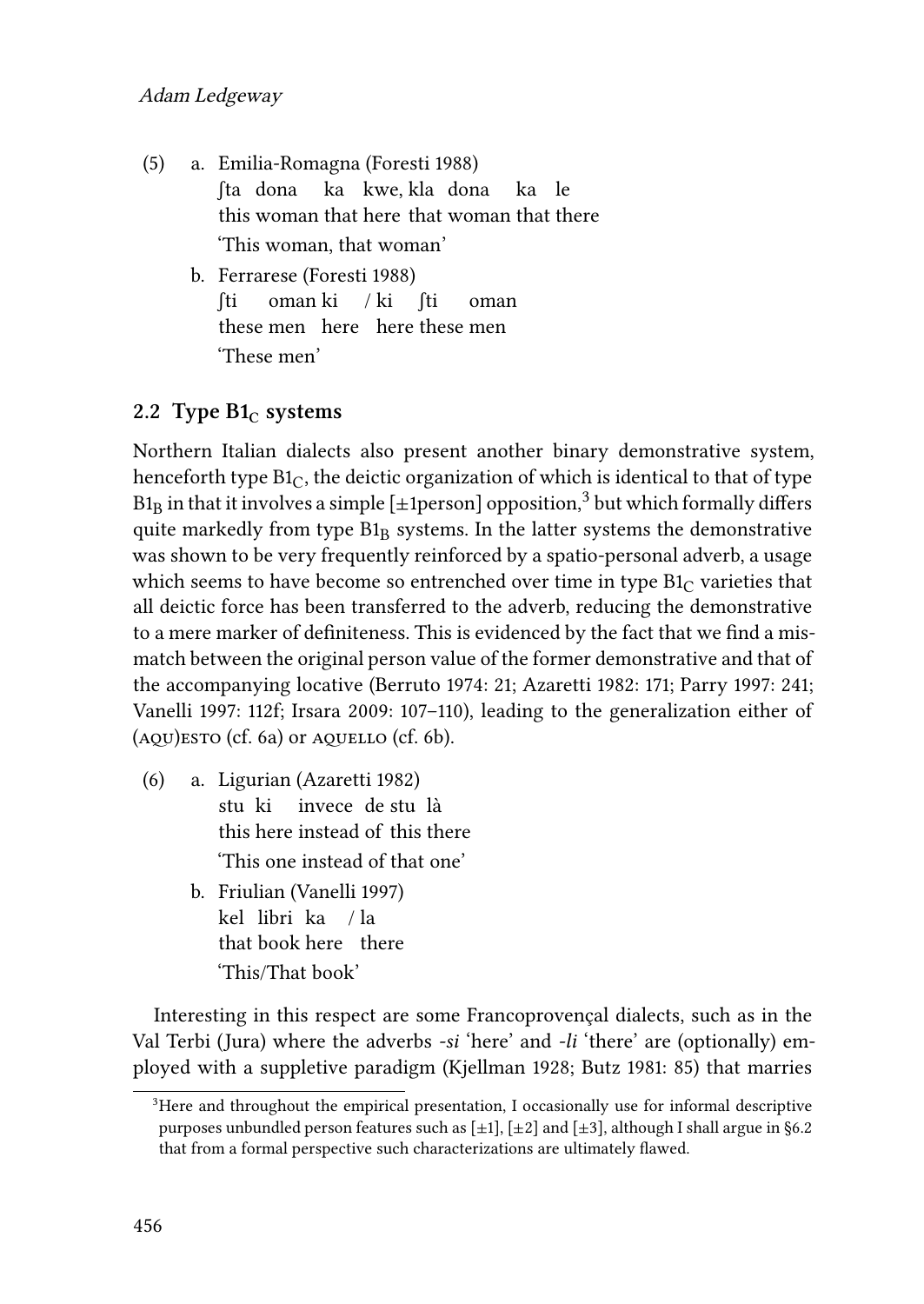(5) a. Emilia-Romagna (Foresti 1988)
   ʃta dona ka kwe, kla dona ka le
   this woman that here that woman that there
   'This woman, that woman'

   b. Ferrarese (Foresti 1988)
   ʃti oman ki / ki ʃti oman
   these men here here these men
   'These men'

## 2.2 Type $B1_C$ systems

Northern Italian dialects also present another binary demonstrative system, henceforth type $B1_C$, the deictic organization of which is identical to that of type $B1_B$ in that it involves a simple [±1person] opposition,[3] but which formally differs quite markedly from type $B1_B$ systems. In the latter systems the demonstrative was shown to be very frequently reinforced by a spatio-personal adverb, a usage which seems to have become so entrenched over time in type $B1_C$ varieties that all deictic force has been transferred to the adverb, reducing the demonstrative to a mere marker of definiteness. This is evidenced by the fact that we find a mismatch between the original person value of the former demonstrative and that of the accompanying locative (Berruto 1974: 21; Azaretti 1982: 171; Parry 1997: 241; Vanelli 1997: 112f; Irsara 2009: 107–110), leading to the generalization either of (AQU)ESTO (cf. 6a) or AQUELLO (cf. 6b).

(6) a. Ligurian (Azaretti 1982)
   stu ki invece de stu là
   this here instead of this there
   'This one instead of that one'

   b. Friulian (Vanelli 1997)
   kel libri ka / la
   that book here there
   'This/That book'

Interesting in this respect are some Francoprovençal dialects, such as in the Val Terbi (Jura) where the adverbs *-si* 'here' and *-li* 'there' are (optionally) employed with a suppletive paradigm (Kjellman 1928; Butz 1981: 85) that marries

[3] Here and throughout the empirical presentation, I occasionally use for informal descriptive purposes unbundled person features such as [±1], [±2] and [±3], although I shall argue in §6.2 that from a formal perspective such characterizations are ultimately flawed.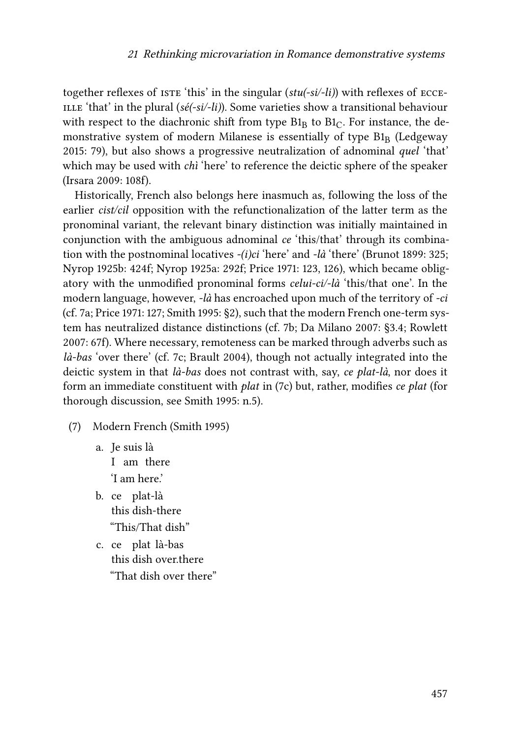together reflexes of ISTE 'this' in the singular (*stu(-si/-li)*) with reflexes of ECCE-ILLE 'that' in the plural (*sé(-si/-li)*). Some varieties show a transitional behaviour with respect to the diachronic shift from type $B1_B$ to $B1_C$. For instance, the demonstrative system of modern Milanese is essentially of type $B1_B$ (Ledgeway 2015: 79), but also shows a progressive neutralization of adnominal *quel* 'that' which may be used with *chì* 'here' to reference the deictic sphere of the speaker (Irsara 2009: 108f).

Historically, French also belongs here inasmuch as, following the loss of the earlier *cist/cil* opposition with the refunctionalization of the latter term as the pronominal variant, the relevant binary distinction was initially maintained in conjunction with the ambiguous adnominal *ce* 'this/that' through its combination with the postnominal locatives *-(i)ci* 'here' and *-là* 'there' (Brunot 1899: 325; Nyrop 1925b: 424f; Nyrop 1925a: 292f; Price 1971: 123, 126), which became obligatory with the unmodified pronominal forms *celui-ci/-là* 'this/that one'. In the modern language, however, *-là* has encroached upon much of the territory of *-ci* (cf. 7a; Price 1971: 127; Smith 1995: §2), such that the modern French one-term system has neutralized distance distinctions (cf. 7b; Da Milano 2007: §3.4; Rowlett 2007: 67f). Where necessary, remoteness can be marked through adverbs such as *là-bas* 'over there' (cf. 7c; Brault 2004), though not actually integrated into the deictic system in that *là-bas* does not contrast with, say, *ce plat-là*, nor does it form an immediate constituent with *plat* in (7c) but, rather, modifies *ce plat* (for thorough discussion, see Smith 1995: n.5).

(7) Modern French (Smith 1995)

a. Je suis là
   I am there
   'I am here.'

b. ce plat-là
   this dish-there
   "This/That dish"

c. ce plat là-bas
   this dish over.there
   "That dish over there"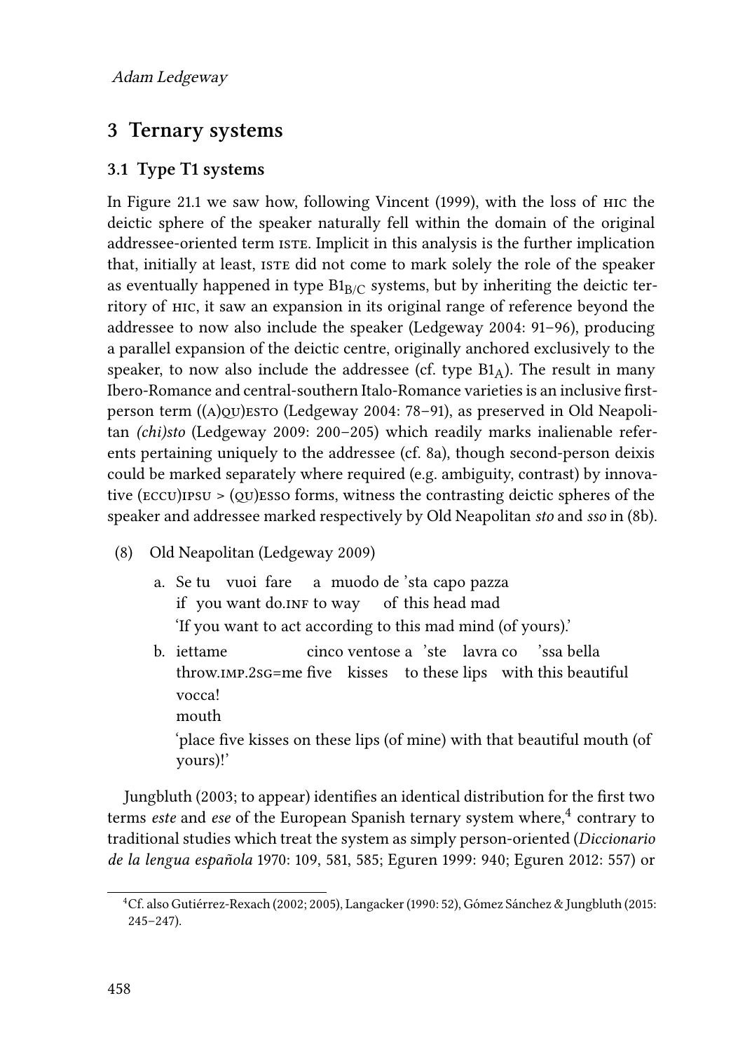## 3 Ternary systems

### 3.1 Type T1 systems

In Figure 21.1 we saw how, following Vincent (1999), with the loss of HIC the deictic sphere of the speaker naturally fell within the domain of the original addressee-oriented term ISTE. Implicit in this analysis is the further implication that, initially at least, ISTE did not come to mark solely the role of the speaker as eventually happened in type $B1_{B/C}$ systems, but by inheriting the deictic territory of HIC, it saw an expansion in its original range of reference beyond the addressee to now also include the speaker (Ledgeway 2004: 91–96), producing a parallel expansion of the deictic centre, originally anchored exclusively to the speaker, to now also include the addressee (cf. type $B1_{A}$). The result in many Ibero-Romance and central-southern Italo-Romance varieties is an inclusive first-person term ((A)QU)ESTO (Ledgeway 2004: 78–91), as preserved in Old Neapolitan *(chi)sto* (Ledgeway 2009: 200–205) which readily marks inalienable referents pertaining uniquely to the addressee (cf. 8a), though second-person deixis could be marked separately where required (e.g. ambiguity, contrast) by innovative (ECCU)IPSU > (QU)ESSO forms, witness the contrasting deictic spheres of the speaker and addressee marked respectively by Old Neapolitan *sto* and *sso* in (8b).

(8) Old Neapolitan (Ledgeway 2009)

a. Se tu vuoi fare a muodo de 'sta capo pazza
   if you want do.INF to way of this head mad
   'If you want to act according to this mad mind (of yours).'

b. iettame cinco ventose a 'ste lavra co 'ssa bella vocca!
   throw.IMP.2SG=me five kisses to these lips with this beautiful mouth
   'place five kisses on these lips (of mine) with that beautiful mouth (of yours)!'

Jungbluth (2003; to appear) identifies an identical distribution for the first two terms *este* and *ese* of the European Spanish ternary system where,[4] contrary to traditional studies which treat the system as simply person-oriented (*Diccionario de la lengua española* 1970: 109, 581, 585; Eguren 1999: 940; Eguren 2012: 557) or

[4] Cf. also Gutiérrez-Rexach (2002; 2005), Langacker (1990: 52), Gómez Sánchez & Jungbluth (2015: 245–247).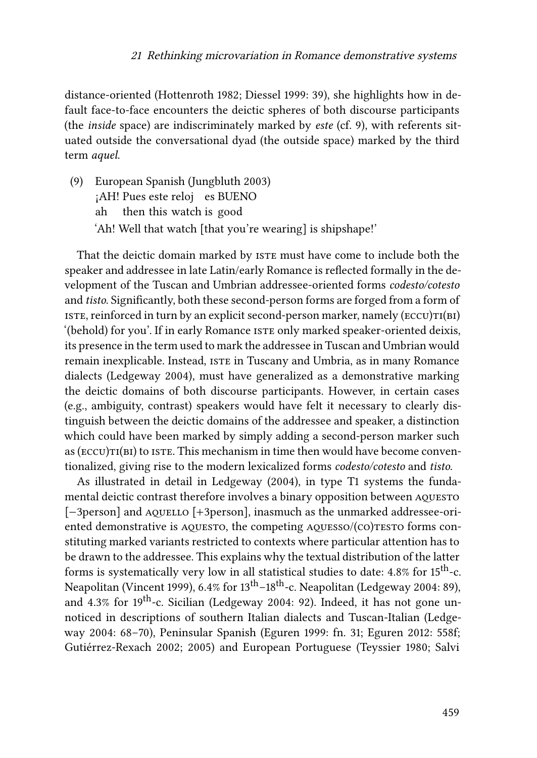distance-oriented (Hottenroth 1982; Diessel 1999: 39), she highlights how in default face-to-face encounters the deictic spheres of both discourse participants (the *inside* space) are indiscriminately marked by *este* (cf. 9), with referents situated outside the conversational dyad (the outside space) marked by the third term *aquel*.

(9) European Spanish (Jungbluth 2003)
¡AH! Pues este reloj es BUENO
ah then this watch is good
'Ah! Well that watch [that you're wearing] is shipshape!'

That the deictic domain marked by ISTE must have come to include both the speaker and addressee in late Latin/early Romance is reflected formally in the development of the Tuscan and Umbrian addressee-oriented forms *codesto/cotesto* and *tisto*. Significantly, both these second-person forms are forged from a form of ISTE, reinforced in turn by an explicit second-person marker, namely (ECCU)TI(BI) '(behold) for you'. If in early Romance ISTE only marked speaker-oriented deixis, its presence in the term used to mark the addressee in Tuscan and Umbrian would remain inexplicable. Instead, ISTE in Tuscany and Umbria, as in many Romance dialects (Ledgeway 2004), must have generalized as a demonstrative marking the deictic domains of both discourse participants. However, in certain cases (e.g., ambiguity, contrast) speakers would have felt it necessary to clearly distinguish between the deictic domains of the addressee and speaker, a distinction which could have been marked by simply adding a second-person marker such as (ECCU)TI(BI) to ISTE. This mechanism in time then would have become conventionalized, giving rise to the modern lexicalized forms *codesto/cotesto* and *tisto*.

As illustrated in detail in Ledgeway (2004), in type T1 systems the fundamental deictic contrast therefore involves a binary opposition between AQUESTO [−3person] and AQUELLO [+3person], inasmuch as the unmarked addressee-oriented demonstrative is AQUESTO, the competing AQUESSO/(CO)TESTO forms constituting marked variants restricted to contexts where particular attention has to be drawn to the addressee. This explains why the textual distribution of the latter forms is systematically very low in all statistical studies to date: 4.8% for 15th-c. Neapolitan (Vincent 1999), 6.4% for 13th–18th-c. Neapolitan (Ledgeway 2004: 89), and 4.3% for 19th-c. Sicilian (Ledgeway 2004: 92). Indeed, it has not gone unnoticed in descriptions of southern Italian dialects and Tuscan-Italian (Ledgeway 2004: 68–70), Peninsular Spanish (Eguren 1999: fn. 31; Eguren 2012: 558f; Gutiérrez-Rexach 2002; 2005) and European Portuguese (Teyssier 1980; Salvi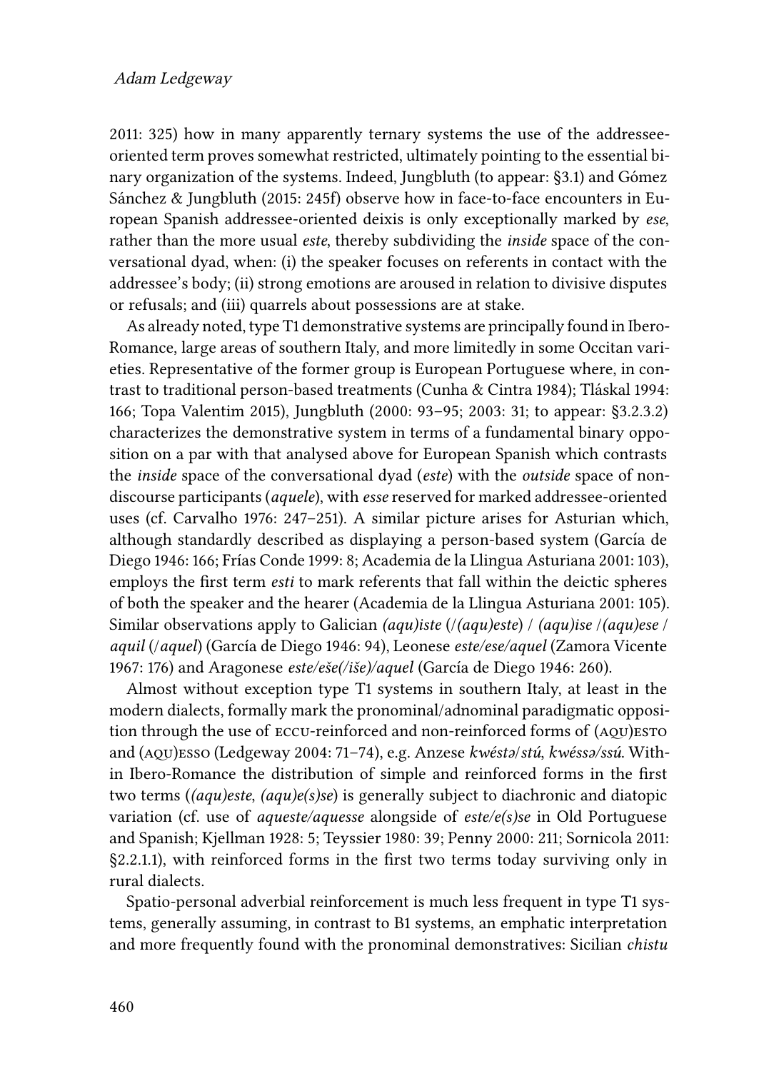2011: 325) how in many apparently ternary systems the use of the addressee-oriented term proves somewhat restricted, ultimately pointing to the essential binary organization of the systems. Indeed, Jungbluth (to appear: §3.1) and Gómez Sánchez & Jungbluth (2015: 245f) observe how in face-to-face encounters in European Spanish addressee-oriented deixis is only exceptionally marked by *ese*, rather than the more usual *este*, thereby subdividing the *inside* space of the conversational dyad, when: (i) the speaker focuses on referents in contact with the addressee's body; (ii) strong emotions are aroused in relation to divisive disputes or refusals; and (iii) quarrels about possessions are at stake.

As already noted, type T1 demonstrative systems are principally found in Ibero-Romance, large areas of southern Italy, and more limitedly in some Occitan varieties. Representative of the former group is European Portuguese where, in contrast to traditional person-based treatments (Cunha & Cintra 1984); Tláskal 1994: 166; Topa Valentim 2015), Jungbluth (2000: 93–95; 2003: 31; to appear: §3.2.3.2) characterizes the demonstrative system in terms of a fundamental binary opposition on a par with that analysed above for European Spanish which contrasts the *inside* space of the conversational dyad (*este*) with the *outside* space of non-discourse participants (*aquele*), with *esse* reserved for marked addressee-oriented uses (cf. Carvalho 1976: 247–251). A similar picture arises for Asturian which, although standardly described as displaying a person-based system (García de Diego 1946: 166; Frías Conde 1999: 8; Academia de la Llingua Asturiana 2001: 103), employs the first term *esti* to mark referents that fall within the deictic spheres of both the speaker and the hearer (Academia de la Llingua Asturiana 2001: 105). Similar observations apply to Galician *(aqu)iste* (/*(aqu)este*) / *(aqu)ise* /*(aqu)ese* / *aquil* (/*aquel*) (García de Diego 1946: 94), Leonese *este/ese/aquel* (Zamora Vicente 1967: 176) and Aragonese *este/eše(/iše)/aquel* (García de Diego 1946: 260).

Almost without exception type T1 systems in southern Italy, at least in the modern dialects, formally mark the pronominal/adnominal paradigmatic opposition through the use of ECCU-reinforced and non-reinforced forms of (AQU)ESTO and (AQU)ESSO (Ledgeway 2004: 71–74), e.g. Anzese *kwéstə*/*stú*, *kwéssə/ssú*. Within Ibero-Romance the distribution of simple and reinforced forms in the first two terms (*(aqu)este*, *(aqu)e(s)se*) is generally subject to diachronic and diatopic variation (cf. use of *aqueste/aquesse* alongside of *este/e(s)se* in Old Portuguese and Spanish; Kjellman 1928: 5; Teyssier 1980: 39; Penny 2000: 211; Sornicola 2011: §2.2.1.1), with reinforced forms in the first two terms today surviving only in rural dialects.

Spatio-personal adverbial reinforcement is much less frequent in type T1 systems, generally assuming, in contrast to B1 systems, an emphatic interpretation and more frequently found with the pronominal demonstratives: Sicilian *chistu*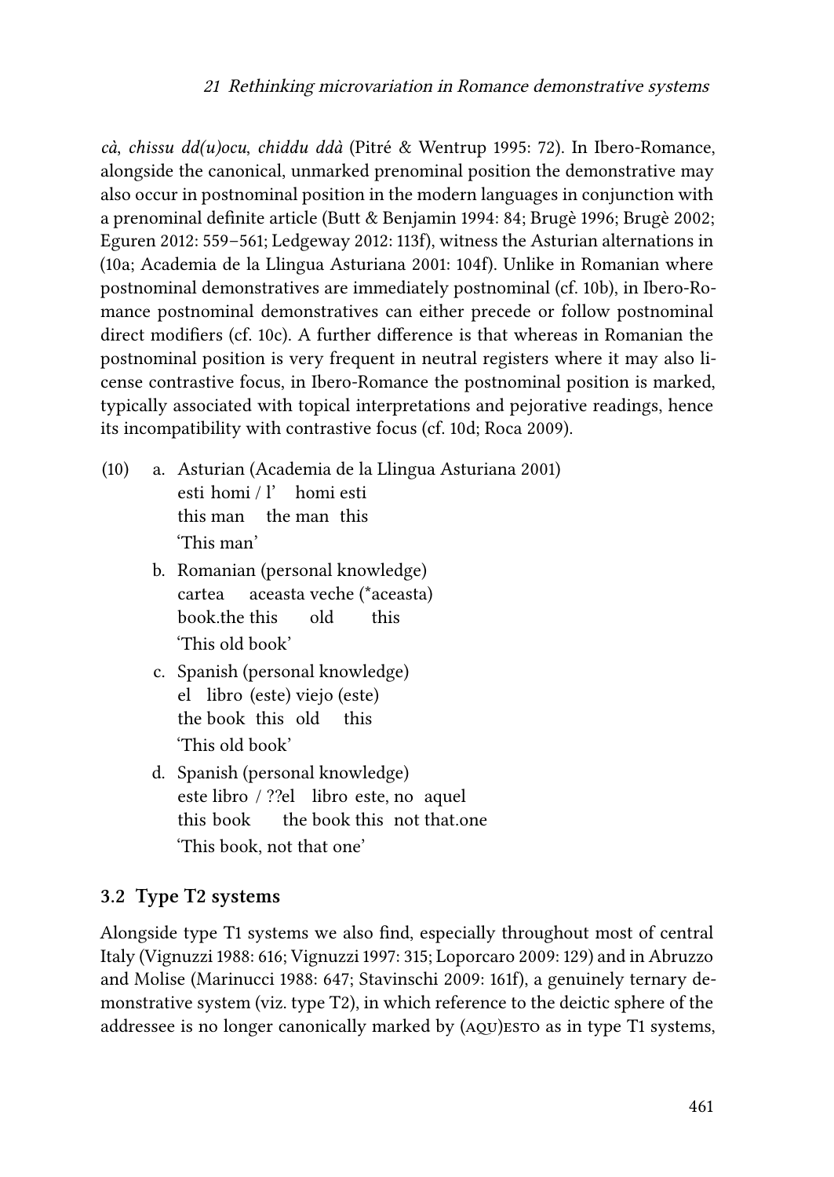*cà*, *chissu dd(u)ocu*, *chiddu ddà* (Pitré & Wentrup 1995: 72). In Ibero-Romance, alongside the canonical, unmarked prenominal position the demonstrative may also occur in postnominal position in the modern languages in conjunction with a prenominal definite article (Butt & Benjamin 1994: 84; Brugè 1996; Brugè 2002; Eguren 2012: 559–561; Ledgeway 2012: 113f), witness the Asturian alternations in (10a; Academia de la Llingua Asturiana 2001: 104f). Unlike in Romanian where postnominal demonstratives are immediately postnominal (cf. 10b), in Ibero-Romance postnominal demonstratives can either precede or follow postnominal direct modifiers (cf. 10c). A further difference is that whereas in Romanian the postnominal position is very frequent in neutral registers where it may also license contrastive focus, in Ibero-Romance the postnominal position is marked, typically associated with topical interpretations and pejorative readings, hence its incompatibility with contrastive focus (cf. 10d; Roca 2009).

(10) a. Asturian (Academia de la Llingua Asturiana 2001)
esti homi / l' homi esti
this man the man this
'This man'

b. Romanian (personal knowledge)
cartea aceasta veche (*aceasta)
book.the this old this
'This old book'

c. Spanish (personal knowledge)
el libro (este) viejo (este)
the book this old this
'This old book'

d. Spanish (personal knowledge)
este libro / ??el libro este, no aquel
this book the book this not that.one
'This book, not that one'

### 3.2 Type T2 systems

Alongside type T1 systems we also find, especially throughout most of central Italy (Vignuzzi 1988: 616; Vignuzzi 1997: 315; Loporcaro 2009: 129) and in Abruzzo and Molise (Marinucci 1988: 647; Stavinschi 2009: 161f), a genuinely ternary demonstrative system (viz. type T2), in which reference to the deictic sphere of the addressee is no longer canonically marked by (AQU)ESTO as in type T1 systems,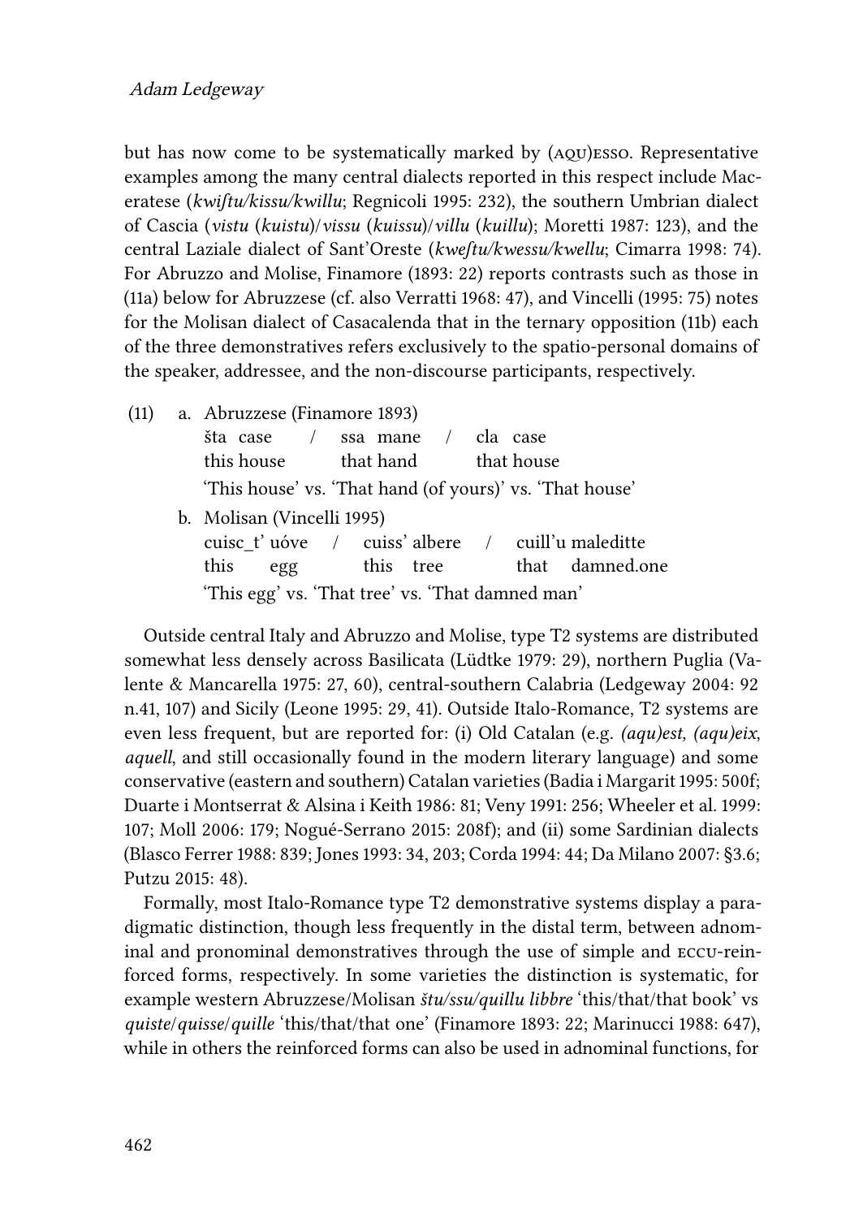but has now come to be systematically marked by (AQU)ESSO. Representative examples among the many central dialects reported in this respect include Maceratese (*kwiſtu/kissu/kwillu*; Regnicoli 1995: 232), the southern Umbrian dialect of Cascia (*vistu* (*kuistu*)/*vissu* (*kuissu*)/*villu* (*kuillu*); Moretti 1987: 123), and the central Laziale dialect of Sant'Oreste (*kweſtu/kwessu/kwellu*; Cimarra 1998: 74). For Abruzzo and Molise, Finamore (1893: 22) reports contrasts such as those in (11a) below for Abruzzese (cf. also Verratti 1968: 47), and Vincelli (1995: 75) notes for the Molisan dialect of Casacalenda that in the ternary opposition (11b) each of the three demonstratives refers exclusively to the spatio-personal domains of the speaker, addressee, and the non-discourse participants, respectively.

(11) a. Abruzzese (Finamore 1893)
   šta case / ssa mane / cla case
   this house   that hand   that house
   'This house' vs. 'That hand (of yours)' vs. 'That house'

   b. Molisan (Vincelli 1995)
   cuisc_t' uóve / cuiss' albere / cuill'u maleditte
   this egg   this tree   that damned.one
   'This egg' vs. 'That tree' vs. 'That damned man'

Outside central Italy and Abruzzo and Molise, type T2 systems are distributed somewhat less densely across Basilicata (Lüdtke 1979: 29), northern Puglia (Valente & Mancarella 1975: 27, 60), central-southern Calabria (Ledgeway 2004: 92 n.41, 107) and Sicily (Leone 1995: 29, 41). Outside Italo-Romance, T2 systems are even less frequent, but are reported for: (i) Old Catalan (e.g. *(aqu)est, (aqu)eix*, *aquell*, and still occasionally found in the modern literary language) and some conservative (eastern and southern) Catalan varieties (Badia i Margarit 1995: 500f; Duarte i Montserrat & Alsina i Keith 1986: 81; Veny 1991: 256; Wheeler et al. 1999: 107; Moll 2006: 179; Nogué-Serrano 2015: 208f); and (ii) some Sardinian dialects (Blasco Ferrer 1988: 839; Jones 1993: 34, 203; Corda 1994: 44; Da Milano 2007: §3.6; Putzu 2015: 48).

Formally, most Italo-Romance type T2 demonstrative systems display a paradigmatic distinction, though less frequently in the distal term, between adnominal and pronominal demonstratives through the use of simple and ECCU-reinforced forms, respectively. In some varieties the distinction is systematic, for example western Abruzzese/Molisan *štu/ssu/quillu libbre* 'this/that/that book' vs *quiste/quisse/quille* 'this/that/that one' (Finamore 1893: 22; Marinucci 1988: 647), while in others the reinforced forms can also be used in adnominal functions, for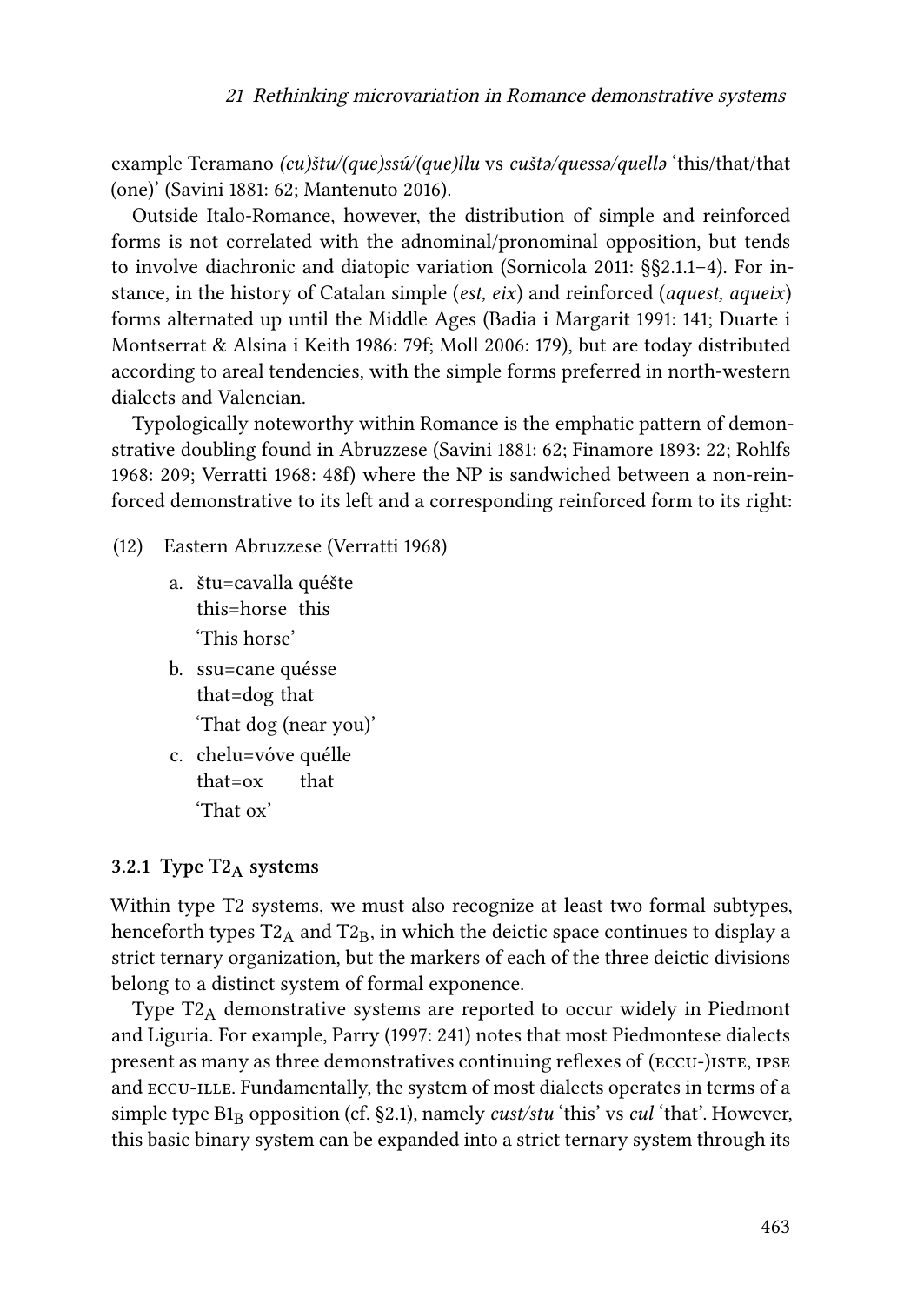example Teramano *(cu)štu/(que)ssú/(que)llu* vs *cuštə/quessə/quellə* 'this/that/that (one)' (Savini 1881: 62; Mantenuto 2016).

Outside Italo-Romance, however, the distribution of simple and reinforced forms is not correlated with the adnominal/pronominal opposition, but tends to involve diachronic and diatopic variation (Sornicola 2011: §§2.1.1–4). For instance, in the history of Catalan simple (*est, eix*) and reinforced (*aquest, aqueix*) forms alternated up until the Middle Ages (Badia i Margarit 1991: 141; Duarte i Montserrat & Alsina i Keith 1986: 79f; Moll 2006: 179), but are today distributed according to areal tendencies, with the simple forms preferred in north-western dialects and Valencian.

Typologically noteworthy within Romance is the emphatic pattern of demonstrative doubling found in Abruzzese (Savini 1881: 62; Finamore 1893: 22; Rohlfs 1968: 209; Verratti 1968: 48f) where the NP is sandwiched between a non-reinforced demonstrative to its left and a corresponding reinforced form to its right:

(12) Eastern Abruzzese (Verratti 1968)

a. štu=cavalla quéšte
   this=horse this
   'This horse'

b. ssu=cane quésse
   that=dog that
   'That dog (near you)'

c. chelu=vóve quélle
   that=ox that
   'That ox'

### 3.2.1 Type $T2_A$ systems

Within type T2 systems, we must also recognize at least two formal subtypes, henceforth types $T2_A$ and $T2_B$, in which the deictic space continues to display a strict ternary organization, but the markers of each of the three deictic divisions belong to a distinct system of formal exponence.

Type $T2_A$ demonstrative systems are reported to occur widely in Piedmont and Liguria. For example, Parry (1997: 241) notes that most Piedmontese dialects present as many as three demonstratives continuing reflexes of (ECCU-)ISTE, IPSE and ECCU-ILLE. Fundamentally, the system of most dialects operates in terms of a simple type $B1_B$ opposition (cf. §2.1), namely *cust/stu* 'this' vs *cul* 'that'. However, this basic binary system can be expanded into a strict ternary system through its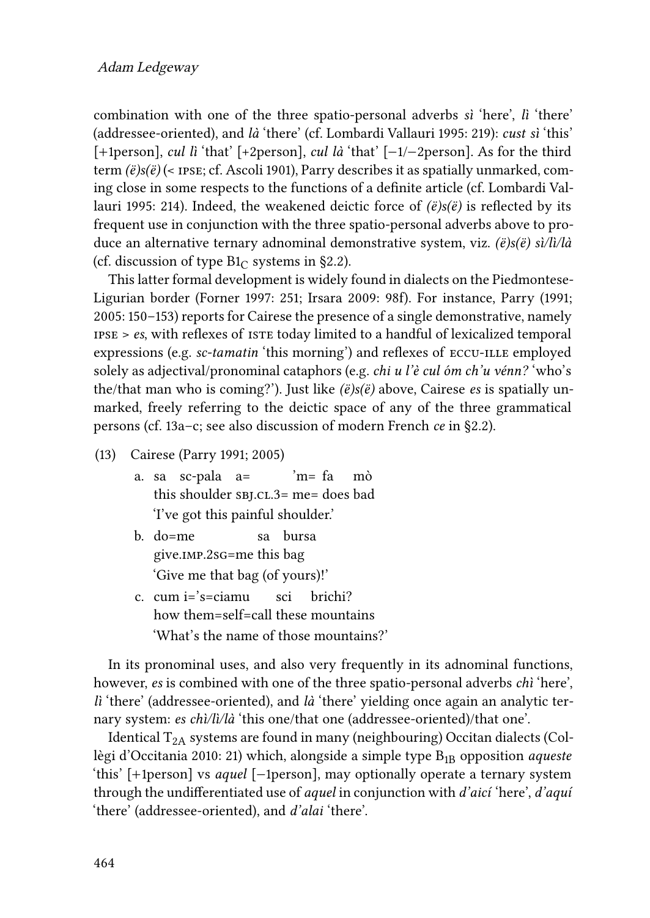combination with one of the three spatio-personal adverbs *sì* 'here', *lì* 'there' (addressee-oriented), and *là* 'there' (cf. Lombardi Vallauri 1995: 219): *cust sì* 'this' [+1person], *cul lì* 'that' [+2person], *cul là* 'that' [−1/−2person]. As for the third term *(ë)s(ë)* (< IPSE; cf. Ascoli 1901), Parry describes it as spatially unmarked, coming close in some respects to the functions of a definite article (cf. Lombardi Vallauri 1995: 214). Indeed, the weakened deictic force of *(ë)s(ë)* is reflected by its frequent use in conjunction with the three spatio-personal adverbs above to produce an alternative ternary adnominal demonstrative system, viz. *(ë)s(ë) sì/lì/là* (cf. discussion of type $B1_C$ systems in §2.2).

This latter formal development is widely found in dialects on the Piedmontese-Ligurian border (Forner 1997: 251; Irsara 2009: 98f). For instance, Parry (1991; 2005: 150–153) reports for Cairese the presence of a single demonstrative, namely IPSE > *es*, with reflexes of ISTE today limited to a handful of lexicalized temporal expressions (e.g. *sc-tamatin* 'this morning') and reflexes of ECCU-ILLE employed solely as adjectival/pronominal cataphors (e.g. *chi u l'è cul óm ch'u vénn?* 'who's the/that man who is coming?'). Just like *(ë)s(ë)* above, Cairese *es* is spatially unmarked, freely referring to the deictic space of any of the three grammatical persons (cf. 13a–c; see also discussion of modern French *ce* in §2.2).

(13) Cairese (Parry 1991; 2005)

a. sa sc-pala a= 'm= fa mò
   this shoulder SBJ.CL.3= me= does bad
   'I've got this painful shoulder.'

b. do=me sa bursa
   give.IMP.2SG=me this bag
   'Give me that bag (of yours)!'

c. cum i='s=ciamu sci brichi?
   how them=self=call these mountains
   'What's the name of those mountains?'

In its pronominal uses, and also very frequently in its adnominal functions, however, *es* is combined with one of the three spatio-personal adverbs *chì* 'here', *lì* 'there' (addressee-oriented), and *là* 'there' yielding once again an analytic ternary system: *es chì/lì/là* 'this one/that one (addressee-oriented)/that one'.

Identical $T_{2A}$ systems are found in many (neighbouring) Occitan dialects (Collègi d'Occitania 2010: 21) which, alongside a simple type $B_{1B}$ opposition *aqueste* 'this' [+1person] vs *aquel* [−1person], may optionally operate a ternary system through the undifferentiated use of *aquel* in conjunction with *d'aicí* 'here', *d'aquí* 'there' (addressee-oriented), and *d'alai* 'there'.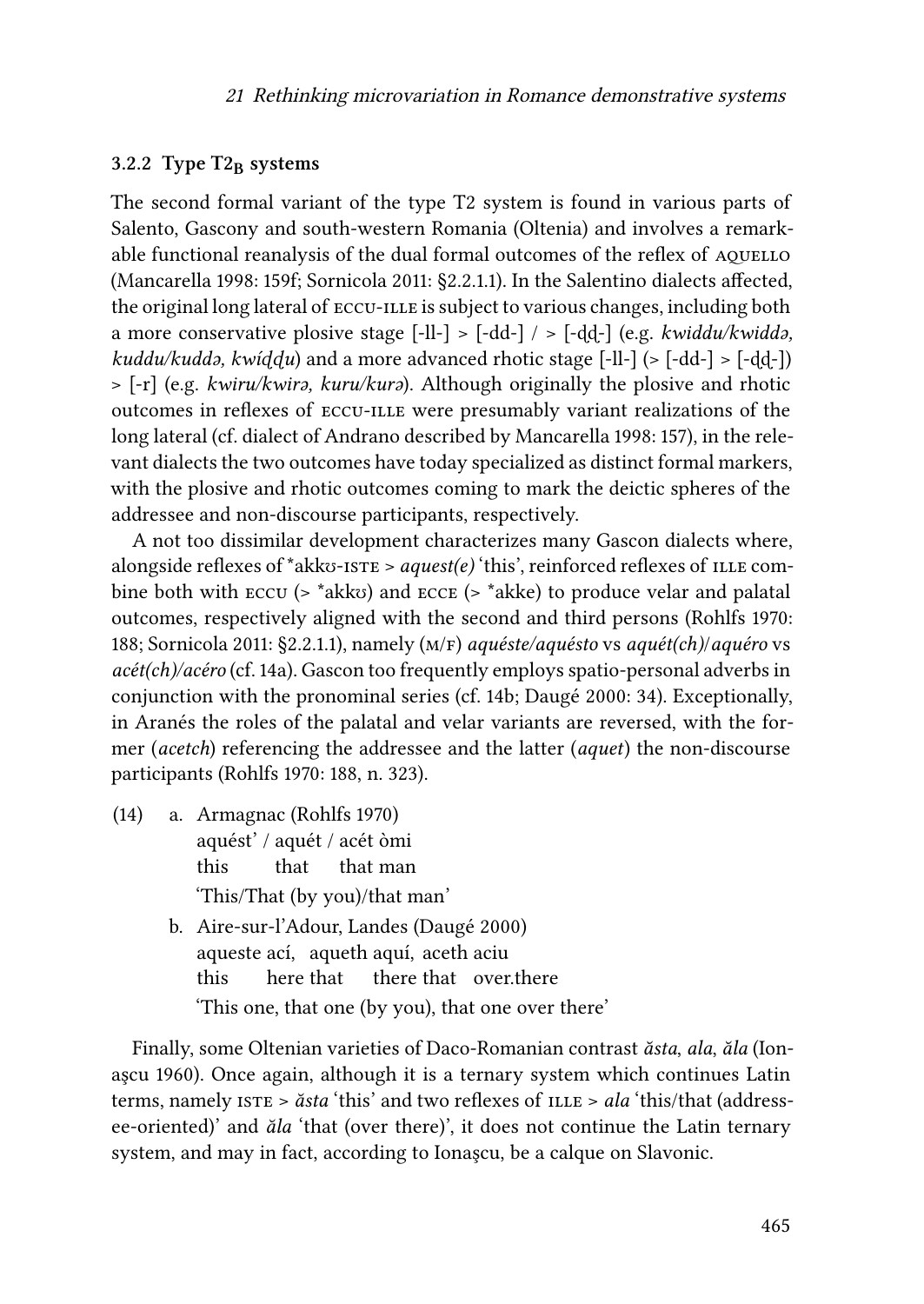### 3.2.2 Type $T2_B$ systems

The second formal variant of the type T2 system is found in various parts of Salento, Gascony and south-western Romania (Oltenia) and involves a remarkable functional reanalysis of the dual formal outcomes of the reflex of AQUELLO (Mancarella 1998: 159f; Sornicola 2011: §2.2.1.1). In the Salentino dialects affected, the original long lateral of ECCU-ILLE is subject to various changes, including both a more conservative plosive stage [-ll-] > [-dd-] / > [-ḍḍ-] (e.g. *kwiddu/kwiddə, kuddu/kuddə, kwíḍḍu*) and a more advanced rhotic stage [-ll-] (> [-dd-] > [-ḍḍ-]) > [-r] (e.g. *kwiru/kwirə, kuru/kurə*). Although originally the plosive and rhotic outcomes in reflexes of ECCU-ILLE were presumably variant realizations of the long lateral (cf. dialect of Andrano described by Mancarella 1998: 157), in the relevant dialects the two outcomes have today specialized as distinct formal markers, with the plosive and rhotic outcomes coming to mark the deictic spheres of the addressee and non-discourse participants, respectively.

A not too dissimilar development characterizes many Gascon dialects where, alongside reflexes of \*akkʊ-ISTE > *aquest(e)* 'this', reinforced reflexes of ILLE combine both with ECCU (> \*akkʊ) and ECCE (> \*akke) to produce velar and palatal outcomes, respectively aligned with the second and third persons (Rohlfs 1970: 188; Sornicola 2011: §2.2.1.1), namely (M/F) *aquéste/aquésto* vs *aquét(ch)/aquéro* vs *acét(ch)/acéro* (cf. 14a). Gascon too frequently employs spatio-personal adverbs in conjunction with the pronominal series (cf. 14b; Daugé 2000: 34). Exceptionally, in Aranés the roles of the palatal and velar variants are reversed, with the former (*acetch*) referencing the addressee and the latter (*aquet*) the non-discourse participants (Rohlfs 1970: 188, n. 323).

(14) a. Armagnac (Rohlfs 1970)
aquést' / aquét / acét òmi
this that that man
'This/That (by you)/that man'

b. Aire-sur-l'Adour, Landes (Daugé 2000)
aqueste ací, aqueth aquí, aceth aciu
this here that there that over.there
'This one, that one (by you), that one over there'

Finally, some Oltenian varieties of Daco-Romanian contrast *ăsta*, *ala*, *ăla* (Ionaşcu 1960). Once again, although it is a ternary system which continues Latin terms, namely ISTE > *ăsta* 'this' and two reflexes of ILLE > *ala* 'this/that (addressee-oriented)' and *ăla* 'that (over there)', it does not continue the Latin ternary system, and may in fact, according to Ionaşcu, be a calque on Slavonic.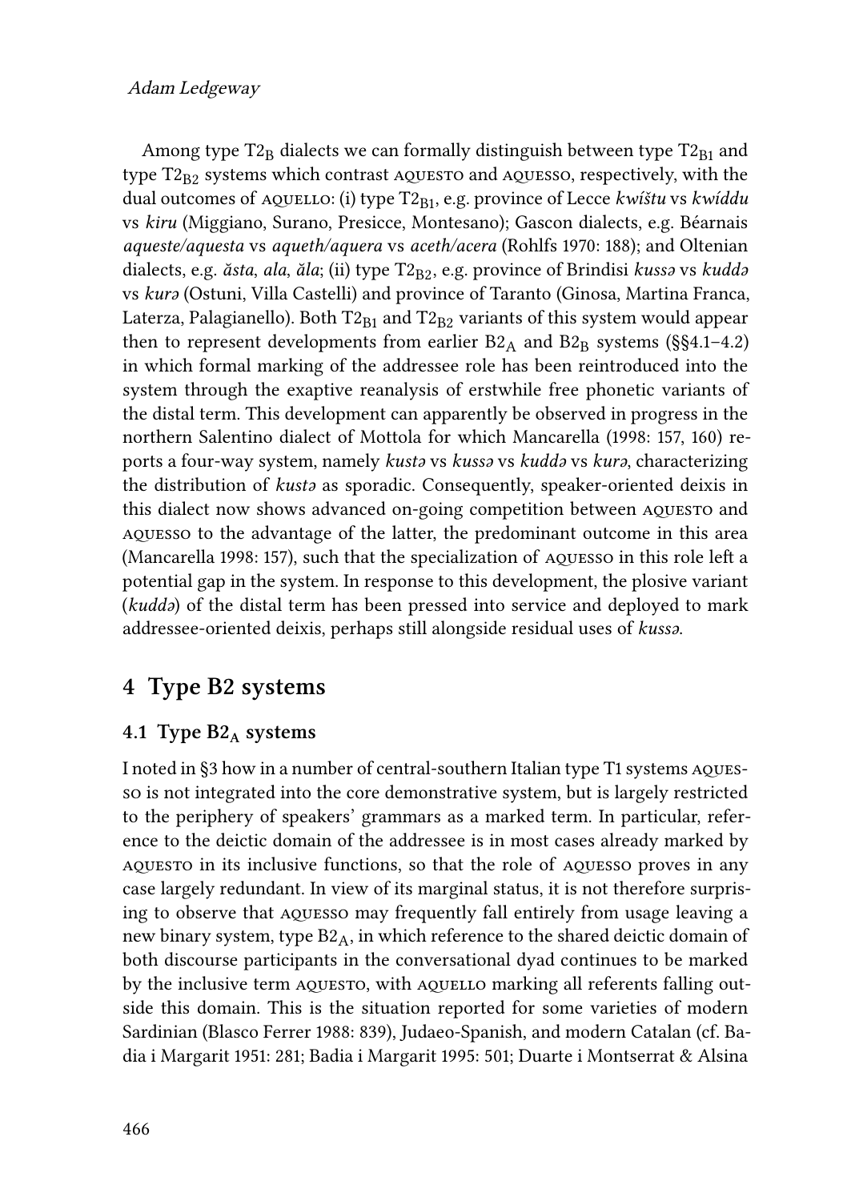Among type $T2_B$ dialects we can formally distinguish between type $T2_{B1}$ and type $T2_{B2}$ systems which contrast AQUESTO and AQUESSO, respectively, with the dual outcomes of AQUELLO: (i) type $T2_{B1}$, e.g. province of Lecce *kwíštu* vs *kwíddu* vs *kiru* (Miggiano, Surano, Presicce, Montesano); Gascon dialects, e.g. Béarnais *aqueste/aquesta* vs *aqueth/aquera* vs *aceth/acera* (Rohlfs 1970: 188); and Oltenian dialects, e.g. *ăsta*, *ala*, *ăla*; (ii) type $T2_{B2}$, e.g. province of Brindisi *kussə* vs *kuddə* vs *kurə* (Ostuni, Villa Castelli) and province of Taranto (Ginosa, Martina Franca, Laterza, Palagianello). Both $T2_{B1}$ and $T2_{B2}$ variants of this system would appear then to represent developments from earlier $B2_A$ and $B2_B$ systems (§§4.1–4.2) in which formal marking of the addressee role has been reintroduced into the system through the exaptive reanalysis of erstwhile free phonetic variants of the distal term. This development can apparently be observed in progress in the northern Salentino dialect of Mottola for which Mancarella (1998: 157, 160) reports a four-way system, namely *kustə* vs *kussə* vs *kuddə* vs *kurə*, characterizing the distribution of *kustə* as sporadic. Consequently, speaker-oriented deixis in this dialect now shows advanced on-going competition between AQUESTO and AQUESSO to the advantage of the latter, the predominant outcome in this area (Mancarella 1998: 157), such that the specialization of AQUESSO in this role left a potential gap in the system. In response to this development, the plosive variant (*kuddə*) of the distal term has been pressed into service and deployed to mark addressee-oriented deixis, perhaps still alongside residual uses of *kussə*.

## 4 Type B2 systems

### 4.1 Type $B2_A$ systems

I noted in §3 how in a number of central-southern Italian type T1 systems AQUESSO is not integrated into the core demonstrative system, but is largely restricted to the periphery of speakers' grammars as a marked term. In particular, reference to the deictic domain of the addressee is in most cases already marked by AQUESTO in its inclusive functions, so that the role of AQUESSO proves in any case largely redundant. In view of its marginal status, it is not therefore surprising to observe that AQUESSO may frequently fall entirely from usage leaving a new binary system, type $B2_A$, in which reference to the shared deictic domain of both discourse participants in the conversational dyad continues to be marked by the inclusive term AQUESTO, with AQUELLO marking all referents falling outside this domain. This is the situation reported for some varieties of modern Sardinian (Blasco Ferrer 1988: 839), Judaeo-Spanish, and modern Catalan (cf. Badia i Margarit 1951: 281; Badia i Margarit 1995: 501; Duarte i Montserrat & Alsina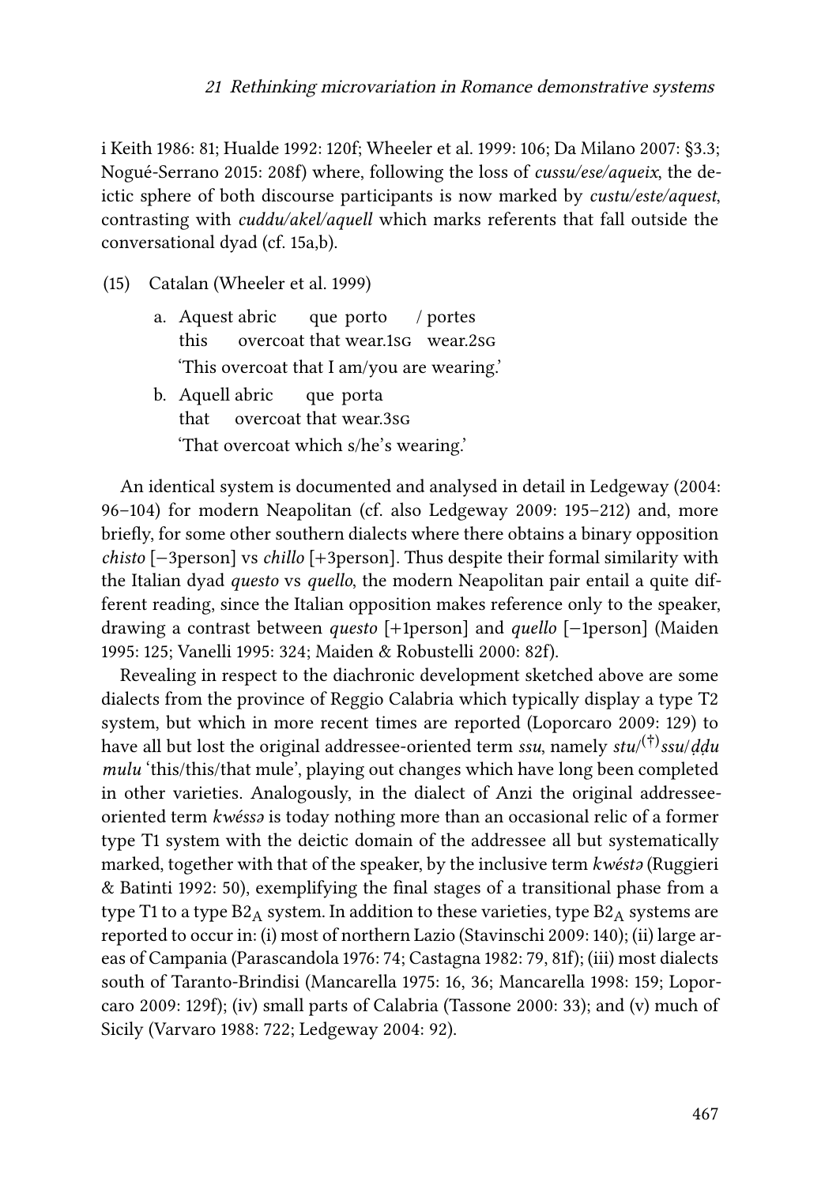i Keith 1986: 81; Hualde 1992: 120f; Wheeler et al. 1999: 106; Da Milano 2007: §3.3; Nogué-Serrano 2015: 208f) where, following the loss of *cussu/ese/aqueix*, the deictic sphere of both discourse participants is now marked by *custu/este/aquest*, contrasting with *cuddu/akel/aquell* which marks referents that fall outside the conversational dyad (cf. 15a,b).

(15) Catalan (Wheeler et al. 1999)

a. Aquest abric que porto / portes
   this overcoat that wear.1SG wear.2SG
   'This overcoat that I am/you are wearing.'

b. Aquell abric que porta
   that overcoat that wear.3SG
   'That overcoat which s/he's wearing.'

An identical system is documented and analysed in detail in Ledgeway (2004: 96–104) for modern Neapolitan (cf. also Ledgeway 2009: 195–212) and, more briefly, for some other southern dialects where there obtains a binary opposition *chisto* [−3person] vs *chillo* [+3person]. Thus despite their formal similarity with the Italian dyad *questo* vs *quello*, the modern Neapolitan pair entail a quite different reading, since the Italian opposition makes reference only to the speaker, drawing a contrast between *questo* [+1person] and *quello* [−1person] (Maiden 1995: 125; Vanelli 1995: 324; Maiden & Robustelli 2000: 82f).

Revealing in respect to the diachronic development sketched above are some dialects from the province of Reggio Calabria which typically display a type T2 system, but which in more recent times are reported (Loporcaro 2009: 129) to have all but lost the original addressee-oriented term *ssu*, namely *stu*/[(†)]*ssu*/*ḍḍu mulu* 'this/this/that mule', playing out changes which have long been completed in other varieties. Analogously, in the dialect of Anzi the original addressee-oriented term *kwéssə* is today nothing more than an occasional relic of a former type T1 system with the deictic domain of the addressee all but systematically marked, together with that of the speaker, by the inclusive term *kwéstə* (Ruggieri & Batinti 1992: 50), exemplifying the final stages of a transitional phase from a type T1 to a type $B2_A$ system. In addition to these varieties, type $B2_A$ systems are reported to occur in: (i) most of northern Lazio (Stavinschi 2009: 140); (ii) large areas of Campania (Parascandola 1976: 74; Castagna 1982: 79, 81f); (iii) most dialects south of Taranto-Brindisi (Mancarella 1975: 16, 36; Mancarella 1998: 159; Loporcaro 2009: 129f); (iv) small parts of Calabria (Tassone 2000: 33); and (v) much of Sicily (Varvaro 1988: 722; Ledgeway 2004: 92).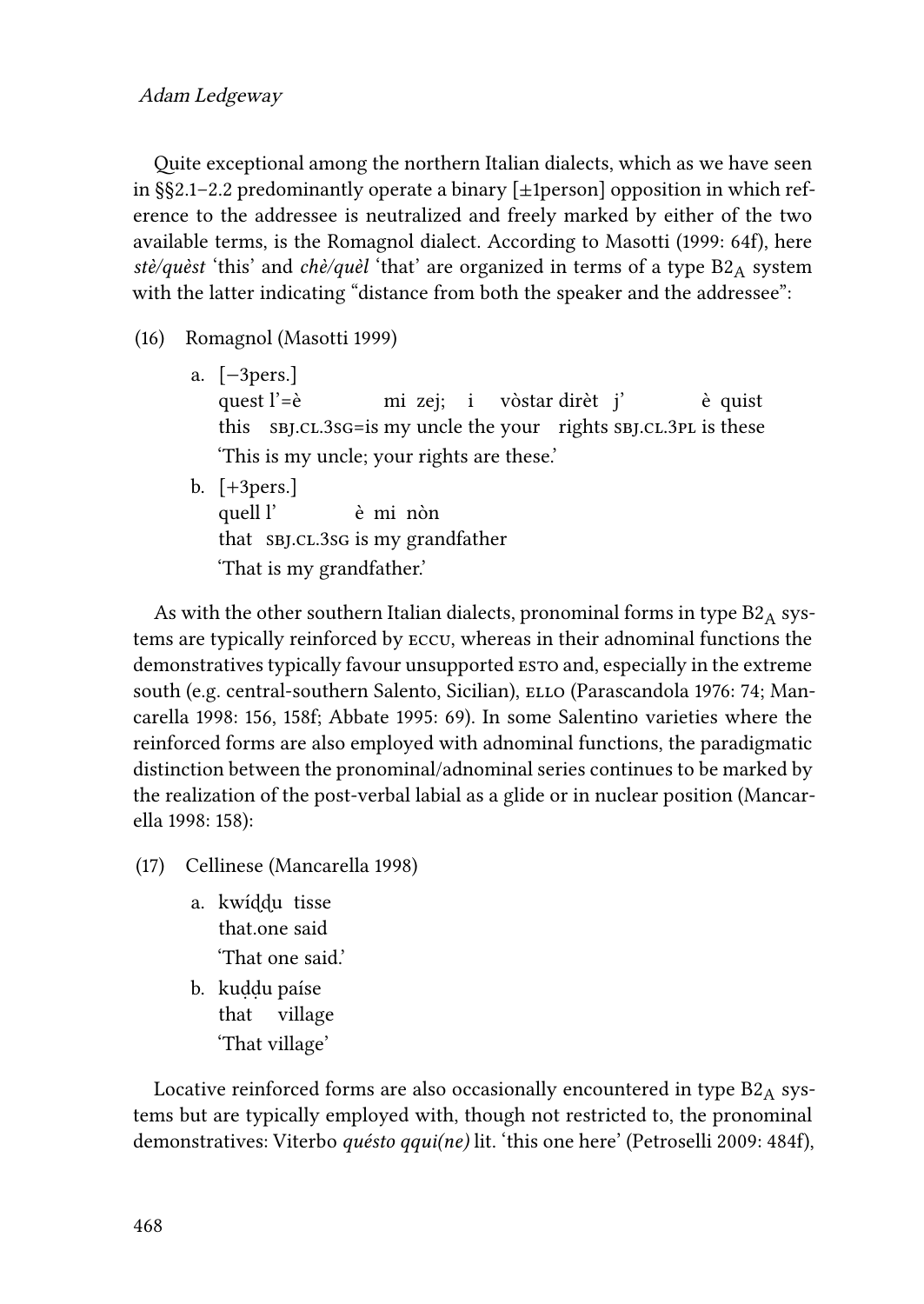Quite exceptional among the northern Italian dialects, which as we have seen in §§2.1–2.2 predominantly operate a binary [±1person] opposition in which reference to the addressee is neutralized and freely marked by either of the two available terms, is the Romagnol dialect. According to Masotti (1999: 64f), here *stè/quèst* 'this' and *chè/quèl* 'that' are organized in terms of a type $B2_A$ system with the latter indicating "distance from both the speaker and the addressee":

(16) Romagnol (Masotti 1999)

a. [−3pers.]
   quest l'=è mi zej; i vòstar dirèt j' è quist
   this SBJ.CL.3SG=is my uncle the your rights SBJ.CL.3PL is these
   'This is my uncle; your rights are these.'

b. [+3pers.]
   quell l' è mi nòn
   that SBJ.CL.3SG is my grandfather
   'That is my grandfather.'

As with the other southern Italian dialects, pronominal forms in type $B2_A$ systems are typically reinforced by ECCU, whereas in their adnominal functions the demonstratives typically favour unsupported ESTO and, especially in the extreme south (e.g. central-southern Salento, Sicilian), ELLO (Parascandola 1976: 74; Mancarella 1998: 156, 158f; Abbate 1995: 69). In some Salentino varieties where the reinforced forms are also employed with adnominal functions, the paradigmatic distinction between the pronominal/adnominal series continues to be marked by the realization of the post-verbal labial as a glide or in nuclear position (Mancarella 1998: 158):

(17) Cellinese (Mancarella 1998)

a. kwíḍḍu tisse
   that.one said
   'That one said.'

b. kuḍḍu paíse
   that village
   'That village'

Locative reinforced forms are also occasionally encountered in type $B2_A$ systems but are typically employed with, though not restricted to, the pronominal demonstratives: Viterbo *quésto qqui(ne)* lit. 'this one here' (Petroselli 2009: 484f),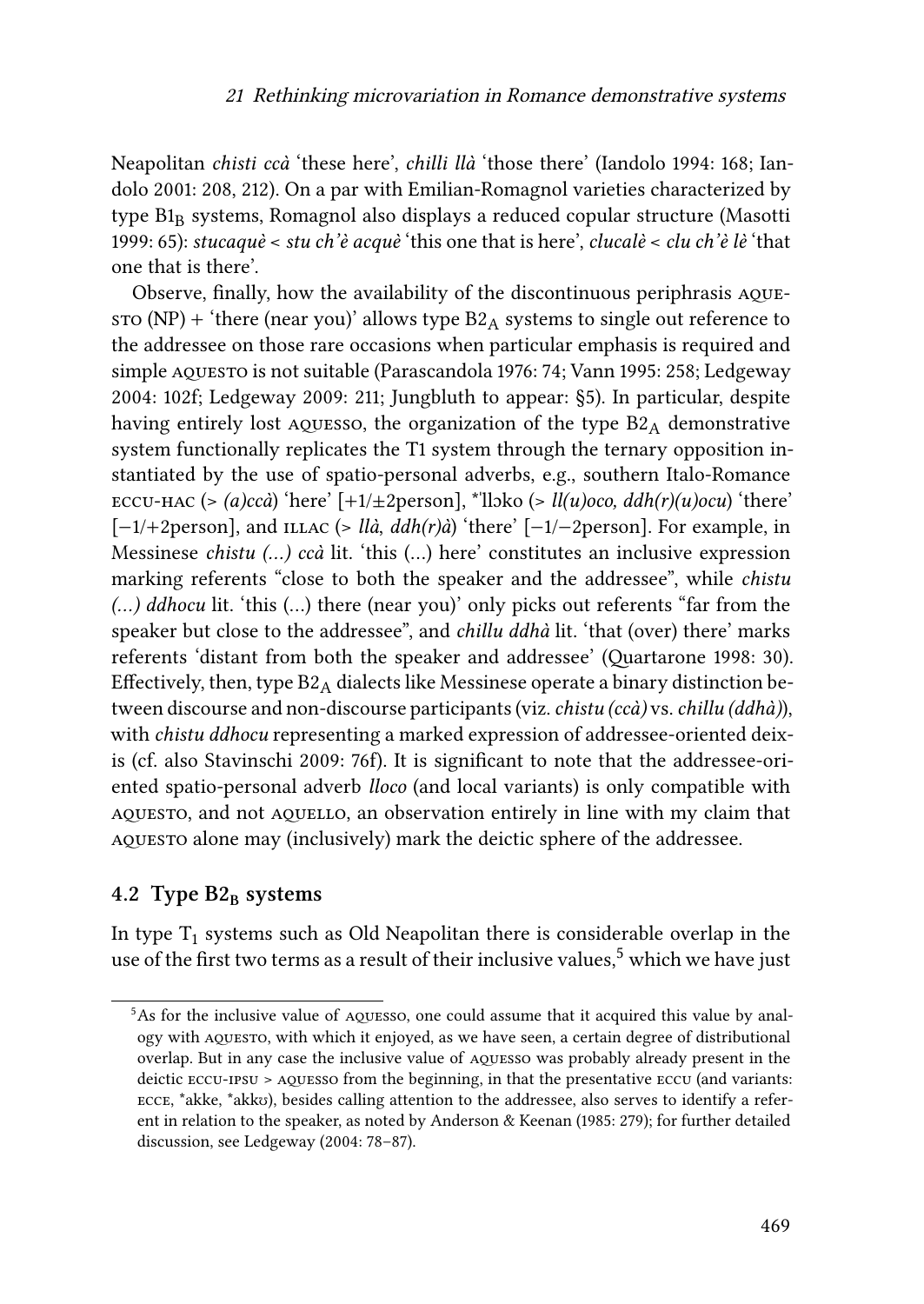Neapolitan *chisti ccà* 'these here', *chilli llà* 'those there' (Iandolo 1994: 168; Iandolo 2001: 208, 212). On a par with Emilian-Romagnol varieties characterized by type $B1_B$ systems, Romagnol also displays a reduced copular structure (Masotti 1999: 65): *stucaquè* < *stu ch'è acquè* 'this one that is here', *clucalè* < *clu ch'è lè* 'that one that is there'.

Observe, finally, how the availability of the discontinuous periphrasis AQUESTO (NP) + 'there (near you)' allows type $B2_A$ systems to single out reference to the addressee on those rare occasions when particular emphasis is required and simple AQUESTO is not suitable (Parascandola 1976: 74; Vann 1995: 258; Ledgeway 2004: 102f; Ledgeway 2009: 211; Jungbluth to appear: §5). In particular, despite having entirely lost AQUESSO, the organization of the type $B2_A$ demonstrative system functionally replicates the T1 system through the ternary opposition instantiated by the use of spatio-personal adverbs, e.g., southern Italo-Romance ECCU-HAC (> *(a)ccà*) 'here' [+1/±2person], *'llɔko (> *ll(u)oco, ddh(r)(u)ocu*) 'there' [−1/+2person], and ILLAC (> *llà*, *ddh(r)à*) 'there' [−1/−2person]. For example, in Messinese *chistu (…) ccà* lit. 'this (…) here' constitutes an inclusive expression marking referents "close to both the speaker and the addressee", while *chistu (…) ddhocu* lit. 'this (…) there (near you)' only picks out referents "far from the speaker but close to the addressee", and *chillu ddhà* lit. 'that (over) there' marks referents 'distant from both the speaker and addressee' (Quartarone 1998: 30). Effectively, then, type $B2_A$ dialects like Messinese operate a binary distinction between discourse and non-discourse participants (viz. *chistu (ccà)* vs. *chillu (ddhà)*), with *chistu ddhocu* representing a marked expression of addressee-oriented deixis (cf. also Stavinschi 2009: 76f). It is significant to note that the addressee-oriented spatio-personal adverb *lloco* (and local variants) is only compatible with AQUESTO, and not AQUELLO, an observation entirely in line with my claim that AQUESTO alone may (inclusively) mark the deictic sphere of the addressee.

### 4.2 Type $B2_B$ systems

In type $T_1$ systems such as Old Neapolitan there is considerable overlap in the use of the first two terms as a result of their inclusive values,[5] which we have just

[5] As for the inclusive value of AQUESSO, one could assume that it acquired this value by analogy with AQUESTO, with which it enjoyed, as we have seen, a certain degree of distributional overlap. But in any case the inclusive value of AQUESSO was probably already present in the deictic ECCU-IPSU > AQUESSO from the beginning, in that the presentative ECCU (and variants: ECCE, *akke, *akkʊ), besides calling attention to the addressee, also serves to identify a referent in relation to the speaker, as noted by Anderson & Keenan (1985: 279); for further detailed discussion, see Ledgeway (2004: 78–87).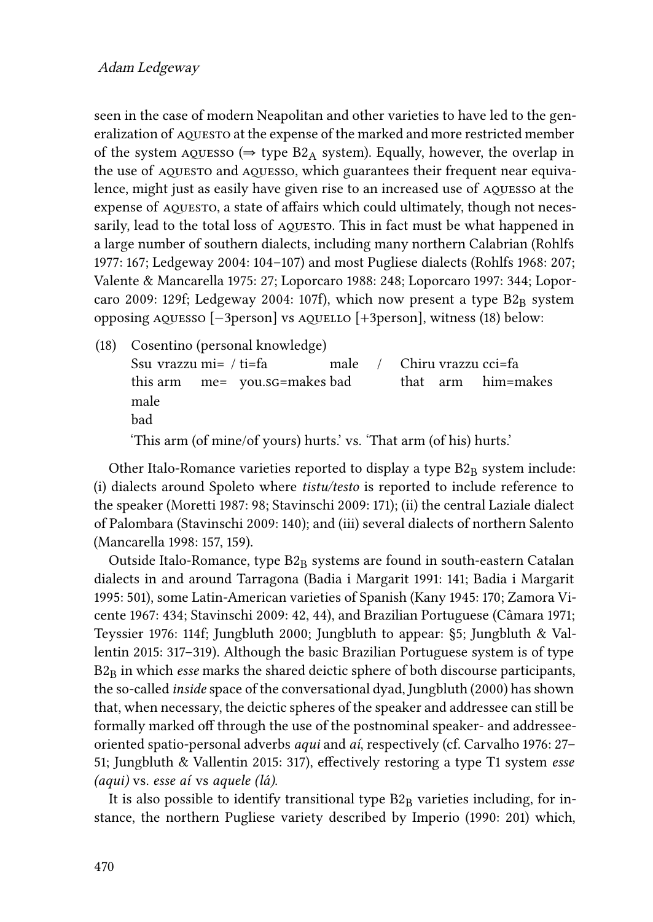seen in the case of modern Neapolitan and other varieties to have led to the generalization of AQUESTO at the expense of the marked and more restricted member of the system AQUESSO (⇒ type $B2_A$ system). Equally, however, the overlap in the use of AQUESTO and AQUESSO, which guarantees their frequent near equivalence, might just as easily have given rise to an increased use of AQUESSO at the expense of AQUESTO, a state of affairs which could ultimately, though not necessarily, lead to the total loss of AQUESTO. This in fact must be what happened in a large number of southern dialects, including many northern Calabrian (Rohlfs 1977: 167; Ledgeway 2004: 104–107) and most Pugliese dialects (Rohlfs 1968: 207; Valente & Mancarella 1975: 27; Loporcaro 1988: 248; Loporcaro 1997: 344; Loporcaro 2009: 129f; Ledgeway 2004: 107f), which now present a type $B2_B$ system opposing AQUESSO [−3person] vs AQUELLO [+3person], witness (18) below:

(18) Cosentino (personal knowledge)
Ssu vrazzu mi= / ti=fa male / Chiru vrazzu cci=fa male
this arm me= you.SG=makes bad that arm him=makes bad
'This arm (of mine/of yours) hurts.' vs. 'That arm (of his) hurts.'

Other Italo-Romance varieties reported to display a type $B2_B$ system include: (i) dialects around Spoleto where *tistu/testo* is reported to include reference to the speaker (Moretti 1987: 98; Stavinschi 2009: 171); (ii) the central Laziale dialect of Palombara (Stavinschi 2009: 140); and (iii) several dialects of northern Salento (Mancarella 1998: 157, 159).

Outside Italo-Romance, type $B2_B$ systems are found in south-eastern Catalan dialects in and around Tarragona (Badia i Margarit 1991: 141; Badia i Margarit 1995: 501), some Latin-American varieties of Spanish (Kany 1945: 170; Zamora Vicente 1967: 434; Stavinschi 2009: 42, 44), and Brazilian Portuguese (Câmara 1971; Teyssier 1976: 114f; Jungbluth 2000; Jungbluth to appear: §5; Jungbluth & Vallentin 2015: 317–319). Although the basic Brazilian Portuguese system is of type $B2_B$ in which *esse* marks the shared deictic sphere of both discourse participants, the so-called *inside* space of the conversational dyad, Jungbluth (2000) has shown that, when necessary, the deictic spheres of the speaker and addressee can still be formally marked off through the use of the postnominal speaker- and addressee-oriented spatio-personal adverbs *aqui* and *aí*, respectively (cf. Carvalho 1976: 27–51; Jungbluth & Vallentin 2015: 317), effectively restoring a type T1 system *esse (aqui)* vs. *esse aí* vs *aquele (lá)*.

It is also possible to identify transitional type $B2_B$ varieties including, for instance, the northern Pugliese variety described by Imperio (1990: 201) which,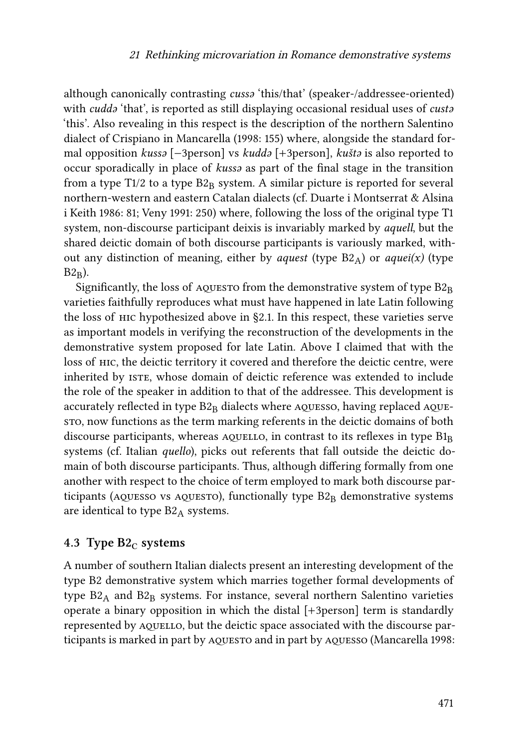although canonically contrasting *cussə* 'this/that' (speaker-/addressee-oriented) with *cuddə* 'that', is reported as still displaying occasional residual uses of *custə* 'this'. Also revealing in this respect is the description of the northern Salentino dialect of Crispiano in Mancarella (1998: 155) where, alongside the standard formal opposition *kussə* [−3person] vs *kuddə* [+3person], *kuštə* is also reported to occur sporadically in place of *kussə* as part of the final stage in the transition from a type T1/2 to a type $B2_B$ system. A similar picture is reported for several northern-western and eastern Catalan dialects (cf. Duarte i Montserrat & Alsina i Keith 1986: 81; Veny 1991: 250) where, following the loss of the original type T1 system, non-discourse participant deixis is invariably marked by *aquell*, but the shared deictic domain of both discourse participants is variously marked, without any distinction of meaning, either by *aquest* (type $B2_A$) or *aquei(x)* (type $B2_B$).

Significantly, the loss of AQUESTO from the demonstrative system of type $B2_B$ varieties faithfully reproduces what must have happened in late Latin following the loss of HIC hypothesized above in §2.1. In this respect, these varieties serve as important models in verifying the reconstruction of the developments in the demonstrative system proposed for late Latin. Above I claimed that with the loss of HIC, the deictic territory it covered and therefore the deictic centre, were inherited by ISTE, whose domain of deictic reference was extended to include the role of the speaker in addition to that of the addressee. This development is accurately reflected in type $B2_B$ dialects where AQUESSO, having replaced AQUESTO, now functions as the term marking referents in the deictic domains of both discourse participants, whereas AQUELLO, in contrast to its reflexes in type $B1_B$ systems (cf. Italian *quello*), picks out referents that fall outside the deictic domain of both discourse participants. Thus, although differing formally from one another with respect to the choice of term employed to mark both discourse participants (AQUESSO vs AQUESTO), functionally type $B2_B$ demonstrative systems are identical to type $B2_A$ systems.

### 4.3 Type $B2_C$ systems

A number of southern Italian dialects present an interesting development of the type B2 demonstrative system which marries together formal developments of type $B2_A$ and $B2_B$ systems. For instance, several northern Salentino varieties operate a binary opposition in which the distal [+3person] term is standardly represented by AQUELLO, but the deictic space associated with the discourse participants is marked in part by AQUESTO and in part by AQUESSO (Mancarella 1998: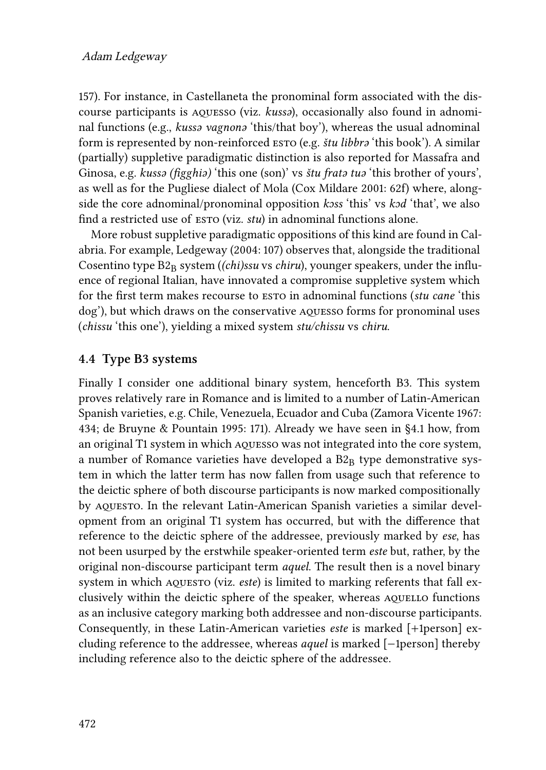157). For instance, in Castellaneta the pronominal form associated with the discourse participants is AQUESSO (viz. *kussə*), occasionally also found in adnominal functions (e.g., *kussə vagnonə* 'this/that boy'), whereas the usual adnominal form is represented by non-reinforced ESTO (e.g. *štu libbrə* 'this book'). A similar (partially) suppletive paradigmatic distinction is also reported for Massafra and Ginosa, e.g. *kussə (figghiə)* 'this one (son)' vs *štu fratə tuə* 'this brother of yours', as well as for the Pugliese dialect of Mola (Cox Mildare 2001: 62f) where, alongside the core adnominal/pronominal opposition *kɔss* 'this' vs *kɔd* 'that', we also find a restricted use of ESTO (viz. *stu*) in adnominal functions alone.

More robust suppletive paradigmatic oppositions of this kind are found in Calabria. For example, Ledgeway (2004: 107) observes that, alongside the traditional Cosentino type $B2_B$ system (*(chi)ssu* vs *chiru*), younger speakers, under the influence of regional Italian, have innovated a compromise suppletive system which for the first term makes recourse to ESTO in adnominal functions (*stu cane* 'this dog'), but which draws on the conservative AQUESSO forms for pronominal uses (*chissu* 'this one'), yielding a mixed system *stu/chissu* vs *chiru*.

### 4.4 Type B3 systems

Finally I consider one additional binary system, henceforth B3. This system proves relatively rare in Romance and is limited to a number of Latin-American Spanish varieties, e.g. Chile, Venezuela, Ecuador and Cuba (Zamora Vicente 1967: 434; de Bruyne & Pountain 1995: 171). Already we have seen in §4.1 how, from an original T1 system in which AQUESSO was not integrated into the core system, a number of Romance varieties have developed a $B2_B$ type demonstrative system in which the latter term has now fallen from usage such that reference to the deictic sphere of both discourse participants is now marked compositionally by AQUESTO. In the relevant Latin-American Spanish varieties a similar development from an original T1 system has occurred, but with the difference that reference to the deictic sphere of the addressee, previously marked by *ese*, has not been usurped by the erstwhile speaker-oriented term *este* but, rather, by the original non-discourse participant term *aquel*. The result then is a novel binary system in which AQUESTO (viz. *este*) is limited to marking referents that fall exclusively within the deictic sphere of the speaker, whereas AQUELLO functions as an inclusive category marking both addressee and non-discourse participants. Consequently, in these Latin-American varieties *este* is marked [+1person] excluding reference to the addressee, whereas *aquel* is marked [−1person] thereby including reference also to the deictic sphere of the addressee.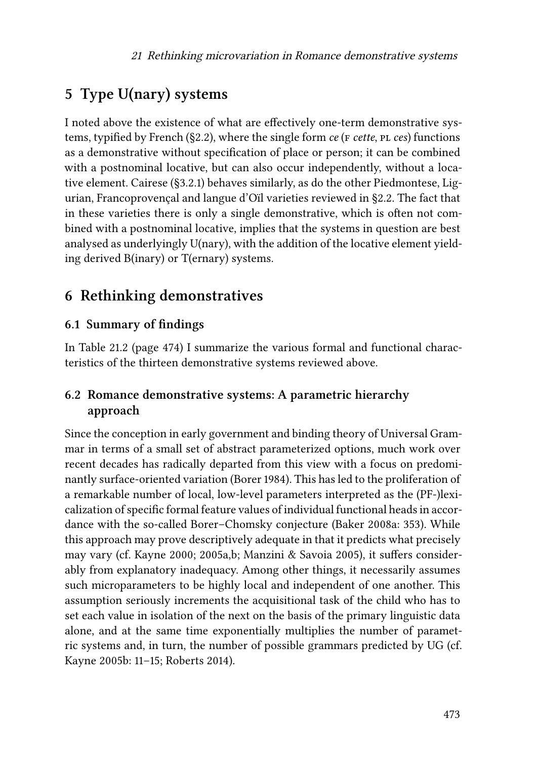## 5 Type U(nary) systems

I noted above the existence of what are effectively one-term demonstrative systems, typified by French (§2.2), where the single form *ce* (F *cette*, PL *ces*) functions as a demonstrative without specification of place or person; it can be combined with a postnominal locative, but can also occur independently, without a locative element. Cairese (§3.2.1) behaves similarly, as do the other Piedmontese, Ligurian, Francoprovençal and langue d'Oïl varieties reviewed in §2.2. The fact that in these varieties there is only a single demonstrative, which is often not combined with a postnominal locative, implies that the systems in question are best analysed as underlyingly U(nary), with the addition of the locative element yielding derived B(inary) or T(ernary) systems.

## 6 Rethinking demonstratives

### 6.1 Summary of findings

In Table 21.2 (page 474) I summarize the various formal and functional characteristics of the thirteen demonstrative systems reviewed above.

### 6.2 Romance demonstrative systems: A parametric hierarchy approach

Since the conception in early government and binding theory of Universal Grammar in terms of a small set of abstract parameterized options, much work over recent decades has radically departed from this view with a focus on predominantly surface-oriented variation (Borer 1984). This has led to the proliferation of a remarkable number of local, low-level parameters interpreted as the (PF-)lexicalization of specific formal feature values of individual functional heads in accordance with the so-called Borer–Chomsky conjecture (Baker 2008a: 353). While this approach may prove descriptively adequate in that it predicts what precisely may vary (cf. Kayne 2000; 2005a,b; Manzini & Savoia 2005), it suffers considerably from explanatory inadequacy. Among other things, it necessarily assumes such microparameters to be highly local and independent of one another. This assumption seriously increments the acquisitional task of the child who has to set each value in isolation of the next on the basis of the primary linguistic data alone, and at the same time exponentially multiplies the number of parametric systems and, in turn, the number of possible grammars predicted by UG (cf. Kayne 2005b: 11–15; Roberts 2014).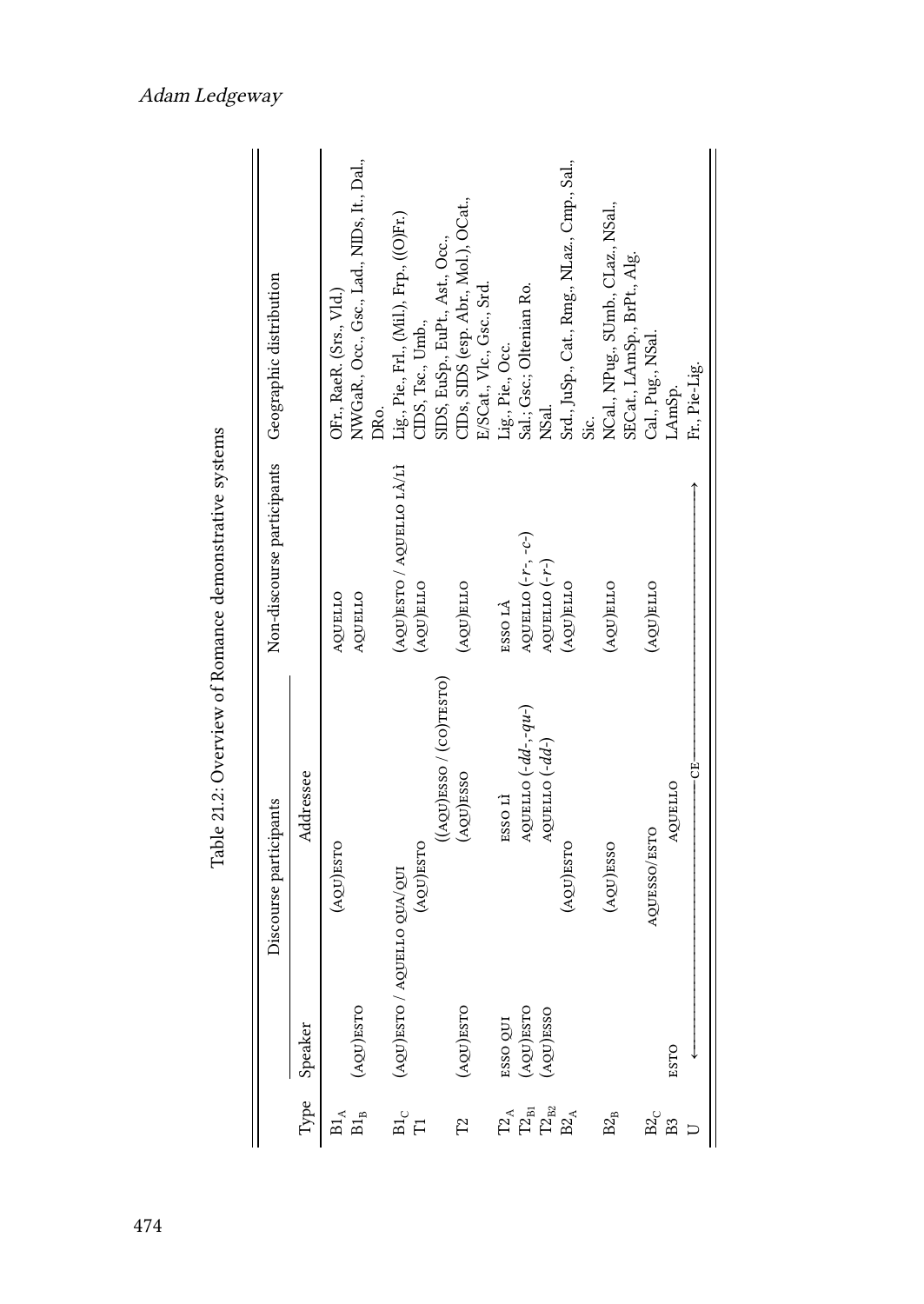Table 21.2: Overview of Romance demonstrative systems

| Type | Discourse participants: Speaker | Discourse participants: Addressee | Non-discourse participants | Geographic distribution |
|---|---|---|---|---|
| $B1_A$ | (AQU)ESTO | | AQUELLO | OFr., RaeR. (Srs., Vld.) |
| $B1_B$ | (AQU)ESTO | | AQUELLO | NWGaR., Occ., Gsc., Lad., NIDs, It., Dal., DRo. |
| $B1_C$ | (AQU)ESTO / AQUELLO QUA/QUI | | (AQU)ESTO / AQUELLO LÀ/LÌ | Lig., Pie., Frl., (Mil.), Frp., ((O)Fr.) |
| T1 | (AQU)ESTO | ((AQU)ESSO / (CO)TESTO) | (AQU)ELLO | CIDS, Tsc., Umb., SIDS, EuSp., EuPt., Ast., Occ., |
| T2 | (AQU)ESTO | (AQU)ESSO | (AQU)ELLO | CIDs, SIDS (esp. Abr., Mol.), OCat., E/SCat., Vlc., Gsc., Srd. |
| $T2_A$ | ESSO QUI | ESSO LÌ | ESSO LÀ | Lig., Pie., Occ. |
| $T2_{B1}$ | (AQU)ESTO | AQUELLO (*-dd-*, *-qu-*) | AQUELLO (*-r-*, *-c-*) | Sal.; Gsc.; Oltenian Ro. |
| $T2_{B2}$ | (AQU)ESSO | AQUELLO (*-dd-*) | AQUELLO (*-r-*) | NSal. |
| $B2_A$ | (AQU)ESTO | | (AQU)ELLO | Srd., JuSp., Cat., Rmg., NLaz., Cmp., Sal., Sic. |
| $B2_B$ | (AQU)ESSO | | (AQU)ELLO | NCal., NPug., SUmb., CLaz., NSal., SECat., LAmSp., BrPt., Alg. |
| $B2_C$ | AQUESSO/ESTO | | (AQU)ELLO | Cal., Pug., NSal. |
| B3 | ESTO | AQUELLO | | LAmSp. |
| U | ←——————————— CE ———————————→ | | | Fr., Pie-Lig. |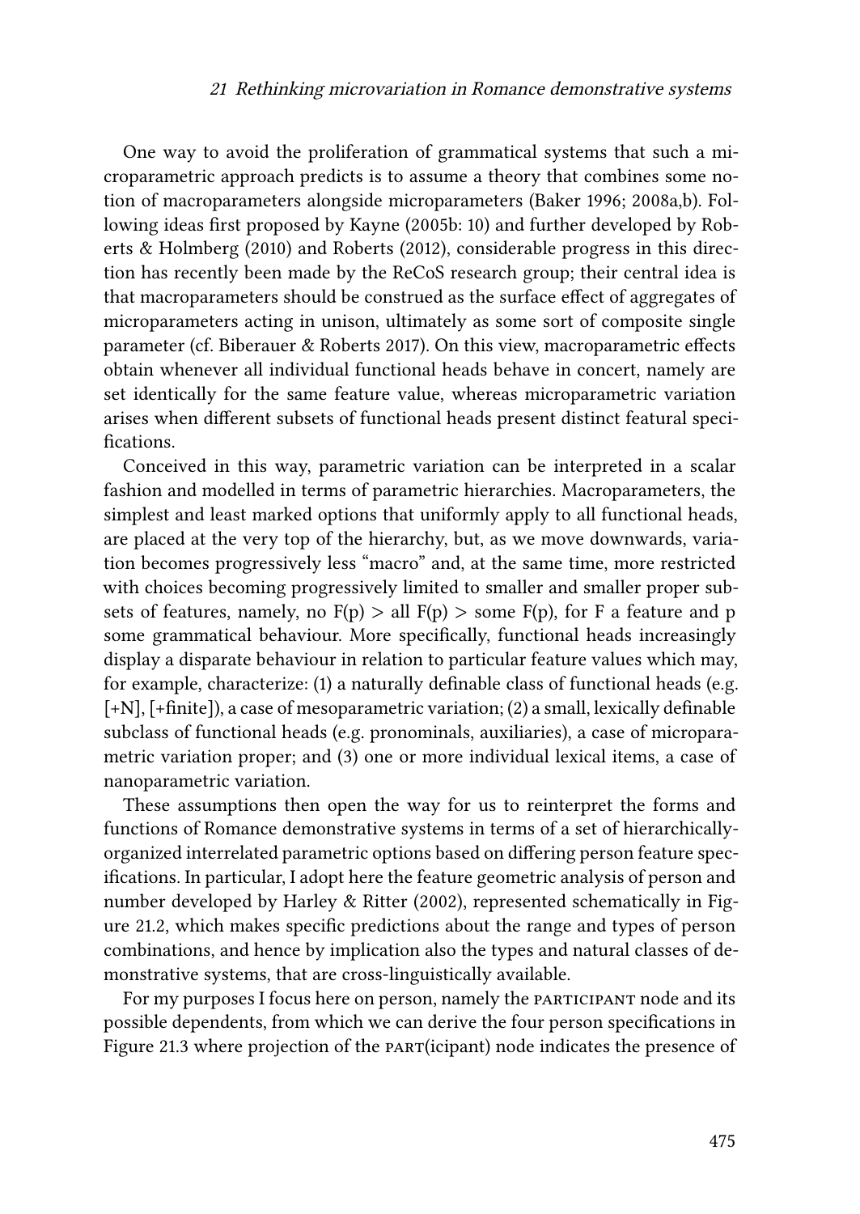One way to avoid the proliferation of grammatical systems that such a microparametric approach predicts is to assume a theory that combines some notion of macroparameters alongside microparameters (Baker 1996; 2008a,b). Following ideas first proposed by Kayne (2005b: 10) and further developed by Roberts & Holmberg (2010) and Roberts (2012), considerable progress in this direction has recently been made by the ReCoS research group; their central idea is that macroparameters should be construed as the surface effect of aggregates of microparameters acting in unison, ultimately as some sort of composite single parameter (cf. Biberauer & Roberts 2017). On this view, macroparametric effects obtain whenever all individual functional heads behave in concert, namely are set identically for the same feature value, whereas microparametric variation arises when different subsets of functional heads present distinct featural specifications.

Conceived in this way, parametric variation can be interpreted in a scalar fashion and modelled in terms of parametric hierarchies. Macroparameters, the simplest and least marked options that uniformly apply to all functional heads, are placed at the very top of the hierarchy, but, as we move downwards, variation becomes progressively less "macro" and, at the same time, more restricted with choices becoming progressively limited to smaller and smaller proper subsets of features, namely, no F(p) > all F(p) > some F(p), for F a feature and p some grammatical behaviour. More specifically, functional heads increasingly display a disparate behaviour in relation to particular feature values which may, for example, characterize: (1) a naturally definable class of functional heads (e.g. [+N], [+finite]), a case of mesoparametric variation; (2) a small, lexically definable subclass of functional heads (e.g. pronominals, auxiliaries), a case of microparametric variation proper; and (3) one or more individual lexical items, a case of nanoparametric variation.

These assumptions then open the way for us to reinterpret the forms and functions of Romance demonstrative systems in terms of a set of hierarchically-organized interrelated parametric options based on differing person feature specifications. In particular, I adopt here the feature geometric analysis of person and number developed by Harley & Ritter (2002), represented schematically in Figure 21.2, which makes specific predictions about the range and types of person combinations, and hence by implication also the types and natural classes of demonstrative systems, that are cross-linguistically available.

For my purposes I focus here on person, namely the PARTICIPANT node and its possible dependents, from which we can derive the four person specifications in Figure 21.3 where projection of the PART(icipant) node indicates the presence of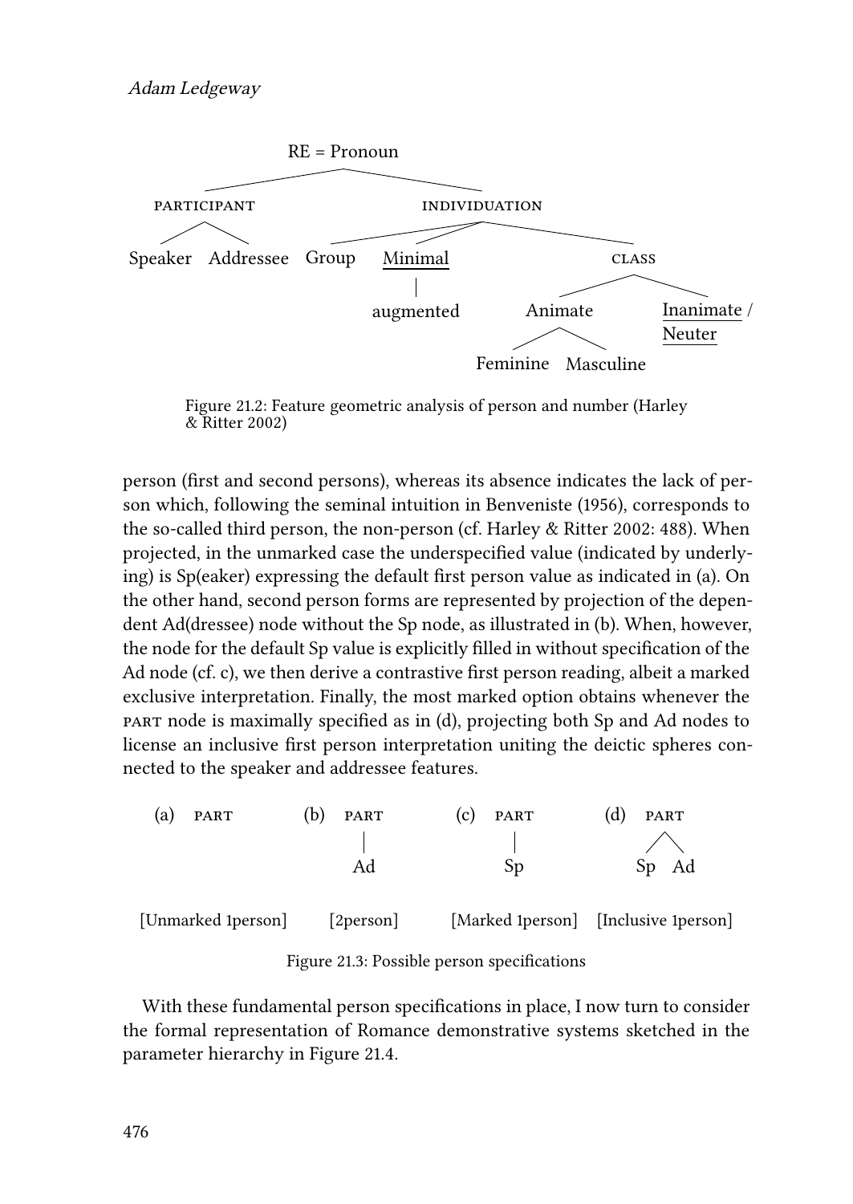RE = Pronoun

- PARTICIPANT
  - Speaker
  - Addressee
- INDIVIDUATION
  - Group
  - Minimal
    - augmented
  - CLASS
    - Animate
      - Feminine
      - Masculine
    - Inanimate / Neuter

Figure 21.2: Feature geometric analysis of person and number (Harley & Ritter 2002)

person (first and second persons), whereas its absence indicates the lack of person which, following the seminal intuition in Benveniste (1956), corresponds to the so-called third person, the non-person (cf. Harley & Ritter 2002: 488). When projected, in the unmarked case the underspecified value (indicated by underlying) is Sp(eaker) expressing the default first person value as indicated in (a). On the other hand, second person forms are represented by projection of the dependent Ad(dressee) node without the Sp node, as illustrated in (b). When, however, the node for the default Sp value is explicitly filled in without specification of the Ad node (cf. c), we then derive a contrastive first person reading, albeit a marked exclusive interpretation. Finally, the most marked option obtains whenever the PART node is maximally specified as in (d), projecting both Sp and Ad nodes to license an inclusive first person interpretation uniting the deictic spheres connected to the speaker and addressee features.

| (a) PART | (b) PART – Ad | (c) PART – Sp | (d) PART – Sp, Ad |
|---|---|---|---|
| [Unmarked 1person] | [2person] | [Marked 1person] | [Inclusive 1person] |

Figure 21.3: Possible person specifications

With these fundamental person specifications in place, I now turn to consider the formal representation of Romance demonstrative systems sketched in the parameter hierarchy in Figure 21.4.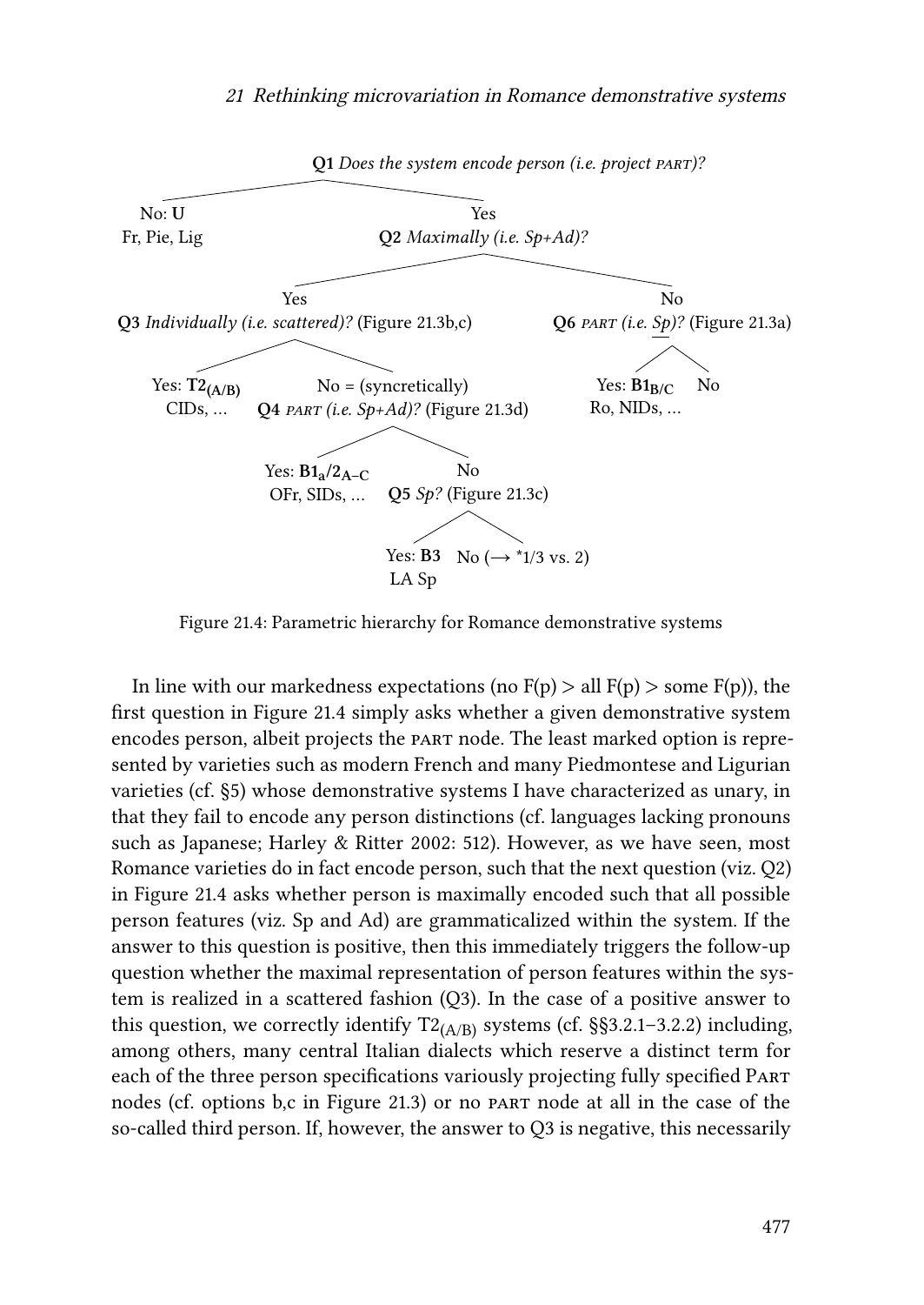**Q1** *Does the system encode person (i.e. project* PART*)?*

- No: **U** — Fr, Pie, Lig
- Yes — **Q2** *Maximally (i.e. Sp+Ad)?*
  - Yes — **Q3** *Individually (i.e. scattered)?* (Figure 21.3b,c)
    - Yes: $\mathbf{T2_{(A/B)}}$ — CIDs, …
    - No = (syncretically) — **Q4** PART *(i.e. Sp+Ad)?* (Figure 21.3d)
      - Yes: $\mathbf{B1_a/2_{A–C}}$ — OFr, SIDs, …
      - No — **Q5** *Sp?* (Figure 21.3c)
        - Yes: **B3** — LA Sp
        - No (→ *1/3 vs. 2)
  - No — **Q6** PART *(i.e. Sp)?* (Figure 21.3a)
    - Yes: $\mathbf{B1_{B/C}}$ — Ro, NIDs, …
    - No

Figure 21.4: Parametric hierarchy for Romance demonstrative systems

In line with our markedness expectations (no F(p) > all F(p) > some F(p)), the first question in Figure 21.4 simply asks whether a given demonstrative system encodes person, albeit projects the PART node. The least marked option is represented by varieties such as modern French and many Piedmontese and Ligurian varieties (cf. §5) whose demonstrative systems I have characterized as unary, in that they fail to encode any person distinctions (cf. languages lacking pronouns such as Japanese; Harley & Ritter 2002: 512). However, as we have seen, most Romance varieties do in fact encode person, such that the next question (viz. Q2) in Figure 21.4 asks whether person is maximally encoded such that all possible person features (viz. Sp and Ad) are grammaticalized within the system. If the answer to this question is positive, then this immediately triggers the follow-up question whether the maximal representation of person features within the system is realized in a scattered fashion (Q3). In the case of a positive answer to this question, we correctly identify $T2_{(A/B)}$ systems (cf. §§3.2.1–3.2.2) including, among others, many central Italian dialects which reserve a distinct term for each of the three person specifications variously projecting fully specified PART nodes (cf. options b,c in Figure 21.3) or no PART node at all in the case of the so-called third person. If, however, the answer to Q3 is negative, this necessarily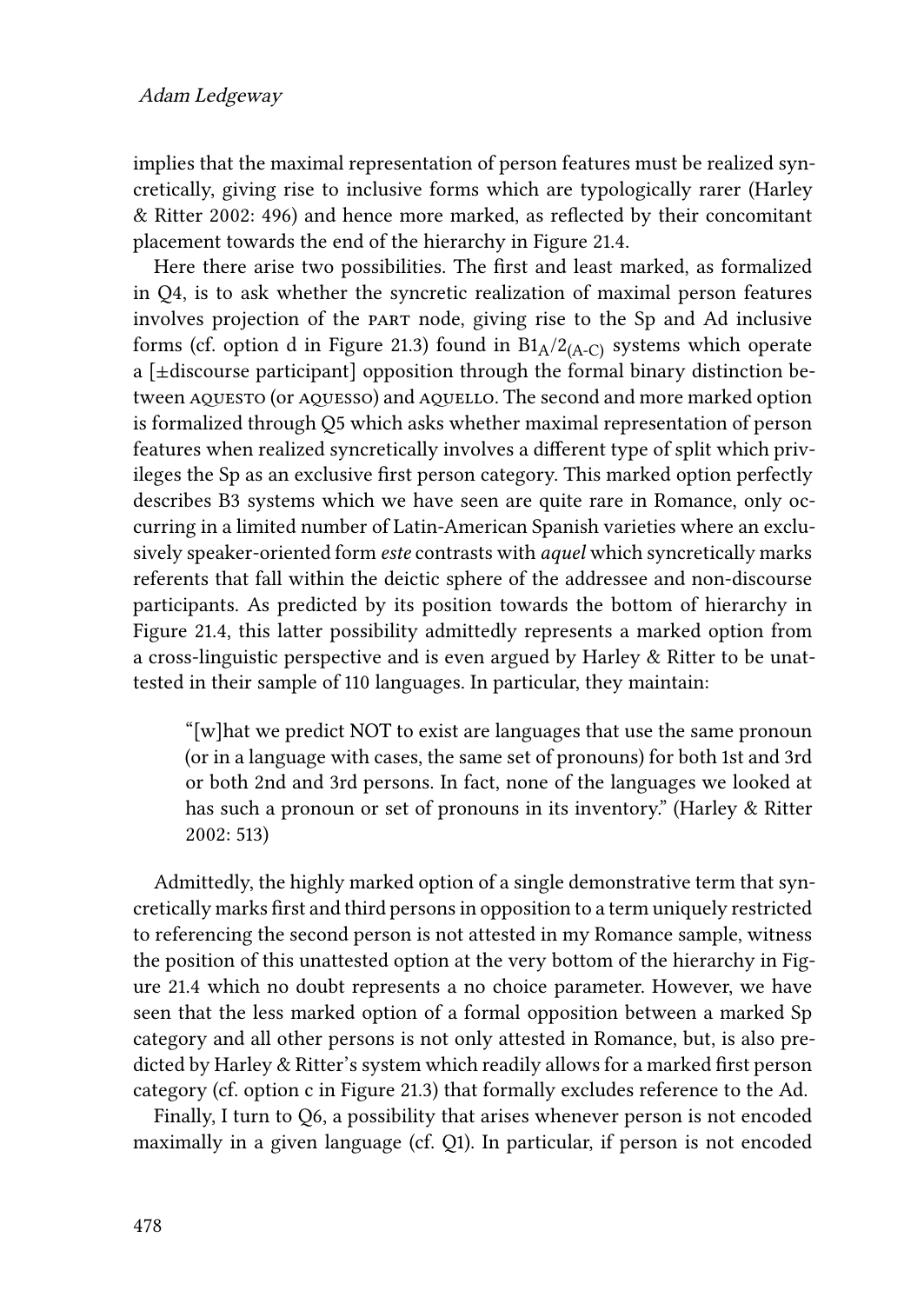implies that the maximal representation of person features must be realized syncretically, giving rise to inclusive forms which are typologically rarer (Harley & Ritter 2002: 496) and hence more marked, as reflected by their concomitant placement towards the end of the hierarchy in Figure 21.4.

Here there arise two possibilities. The first and least marked, as formalized in Q4, is to ask whether the syncretic realization of maximal person features involves projection of the PART node, giving rise to the Sp and Ad inclusive forms (cf. option d in Figure 21.3) found in $B1_A/2_{(A\text{-}C)}$ systems which operate a [±discourse participant] opposition through the formal binary distinction between AQUESTO (or AQUESSO) and AQUELLO. The second and more marked option is formalized through Q5 which asks whether maximal representation of person features when realized syncretically involves a different type of split which privileges the Sp as an exclusive first person category. This marked option perfectly describes B3 systems which we have seen are quite rare in Romance, only occurring in a limited number of Latin-American Spanish varieties where an exclusively speaker-oriented form *este* contrasts with *aquel* which syncretically marks referents that fall within the deictic sphere of the addressee and non-discourse participants. As predicted by its position towards the bottom of hierarchy in Figure 21.4, this latter possibility admittedly represents a marked option from a cross-linguistic perspective and is even argued by Harley & Ritter to be unattested in their sample of 110 languages. In particular, they maintain:

> "[w]hat we predict NOT to exist are languages that use the same pronoun (or in a language with cases, the same set of pronouns) for both 1st and 3rd or both 2nd and 3rd persons. In fact, none of the languages we looked at has such a pronoun or set of pronouns in its inventory." (Harley & Ritter 2002: 513)

Admittedly, the highly marked option of a single demonstrative term that syncretically marks first and third persons in opposition to a term uniquely restricted to referencing the second person is not attested in my Romance sample, witness the position of this unattested option at the very bottom of the hierarchy in Figure 21.4 which no doubt represents a no choice parameter. However, we have seen that the less marked option of a formal opposition between a marked Sp category and all other persons is not only attested in Romance, but, is also predicted by Harley & Ritter's system which readily allows for a marked first person category (cf. option c in Figure 21.3) that formally excludes reference to the Ad.

Finally, I turn to Q6, a possibility that arises whenever person is not encoded maximally in a given language (cf. Q1). In particular, if person is not encoded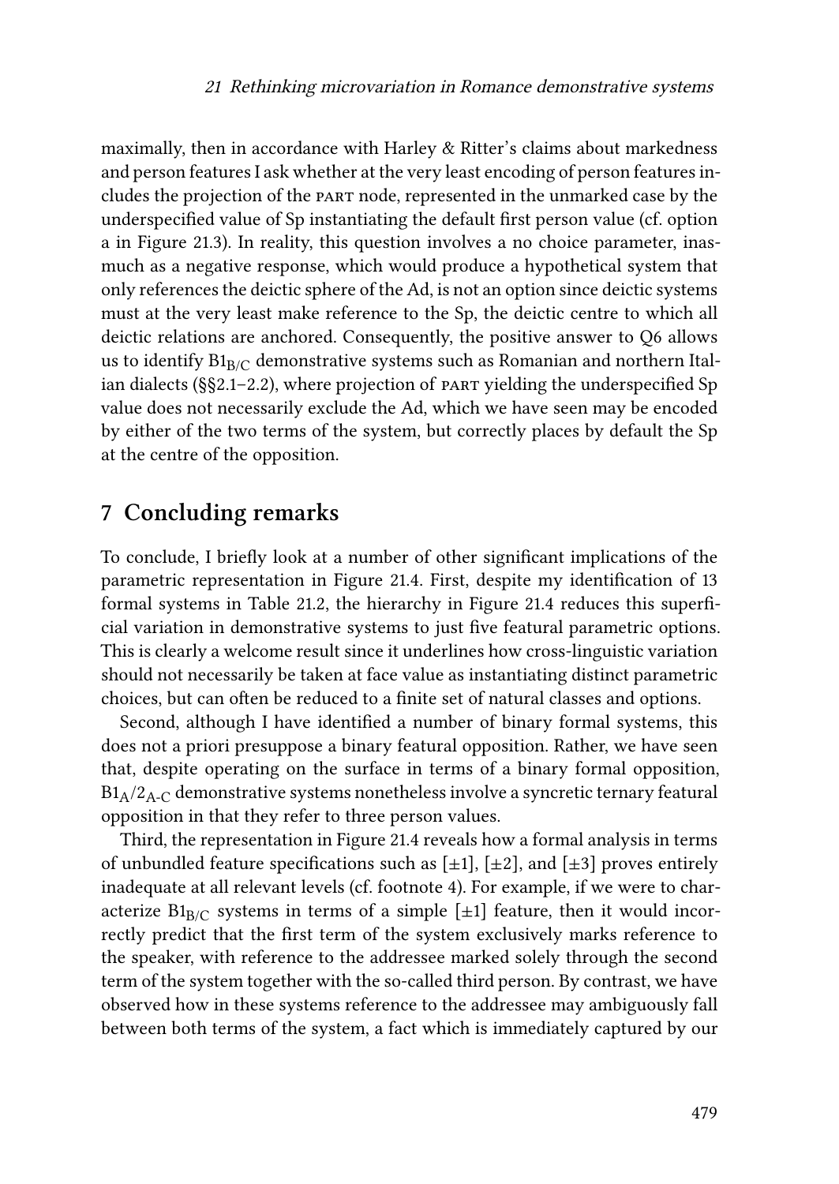maximally, then in accordance with Harley & Ritter's claims about markedness and person features I ask whether at the very least encoding of person features includes the projection of the PART node, represented in the unmarked case by the underspecified value of Sp instantiating the default first person value (cf. option a in Figure 21.3). In reality, this question involves a no choice parameter, inasmuch as a negative response, which would produce a hypothetical system that only references the deictic sphere of the Ad, is not an option since deictic systems must at the very least make reference to the Sp, the deictic centre to which all deictic relations are anchored. Consequently, the positive answer to Q6 allows us to identify $B1_{B/C}$ demonstrative systems such as Romanian and northern Italian dialects (§§2.1–2.2), where projection of PART yielding the underspecified Sp value does not necessarily exclude the Ad, which we have seen may be encoded by either of the two terms of the system, but correctly places by default the Sp at the centre of the opposition.

## 7 Concluding remarks

To conclude, I briefly look at a number of other significant implications of the parametric representation in Figure 21.4. First, despite my identification of 13 formal systems in Table 21.2, the hierarchy in Figure 21.4 reduces this superficial variation in demonstrative systems to just five featural parametric options. This is clearly a welcome result since it underlines how cross-linguistic variation should not necessarily be taken at face value as instantiating distinct parametric choices, but can often be reduced to a finite set of natural classes and options.

Second, although I have identified a number of binary formal systems, this does not a priori presuppose a binary featural opposition. Rather, we have seen that, despite operating on the surface in terms of a binary formal opposition, $B1_{A}/2_{A\text{-}C}$ demonstrative systems nonetheless involve a syncretic ternary featural opposition in that they refer to three person values.

Third, the representation in Figure 21.4 reveals how a formal analysis in terms of unbundled feature specifications such as [±1], [±2], and [±3] proves entirely inadequate at all relevant levels (cf. footnote 4). For example, if we were to characterize $B1_{B/C}$ systems in terms of a simple [±1] feature, then it would incorrectly predict that the first term of the system exclusively marks reference to the speaker, with reference to the addressee marked solely through the second term of the system together with the so-called third person. By contrast, we have observed how in these systems reference to the addressee may ambiguously fall between both terms of the system, a fact which is immediately captured by our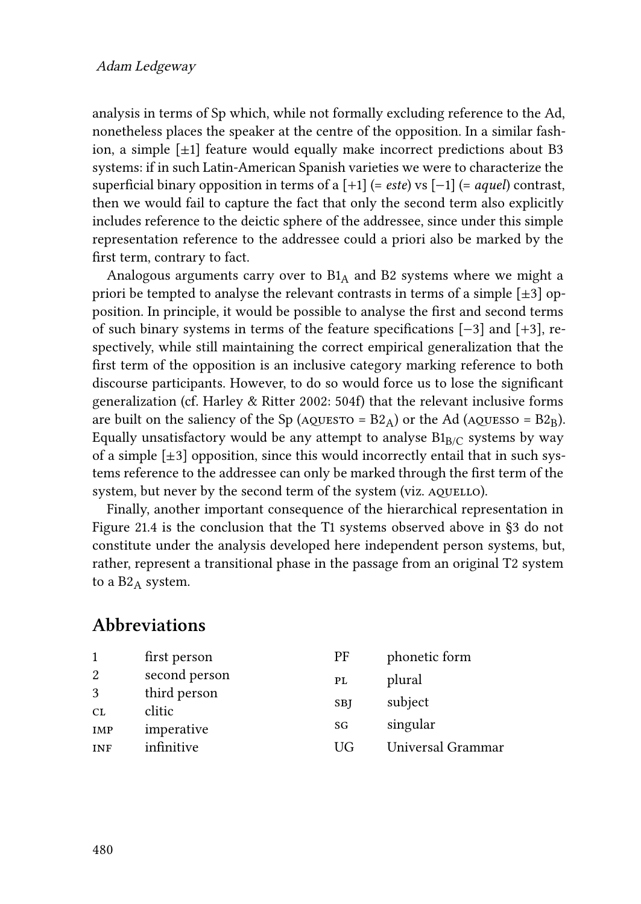analysis in terms of Sp which, while not formally excluding reference to the Ad, nonetheless places the speaker at the centre of the opposition. In a similar fashion, a simple [±1] feature would equally make incorrect predictions about B3 systems: if in such Latin-American Spanish varieties we were to characterize the superficial binary opposition in terms of a [+1] (= *este*) vs [−1] (= *aquel*) contrast, then we would fail to capture the fact that only the second term also explicitly includes reference to the deictic sphere of the addressee, since under this simple representation reference to the addressee could a priori also be marked by the first term, contrary to fact.

Analogous arguments carry over to $B1_A$ and B2 systems where we might a priori be tempted to analyse the relevant contrasts in terms of a simple [±3] opposition. In principle, it would be possible to analyse the first and second terms of such binary systems in terms of the feature specifications [−3] and [+3], respectively, while still maintaining the correct empirical generalization that the first term of the opposition is an inclusive category marking reference to both discourse participants. However, to do so would force us to lose the significant generalization (cf. Harley & Ritter 2002: 504f) that the relevant inclusive forms are built on the saliency of the Sp (AQUESTO = $B2_A$) or the Ad (AQUESSO = $B2_B$). Equally unsatisfactory would be any attempt to analyse $B1_{B/C}$ systems by way of a simple [±3] opposition, since this would incorrectly entail that in such systems reference to the addressee can only be marked through the first term of the system, but never by the second term of the system (viz. AQUELLO).

Finally, another important consequence of the hierarchical representation in Figure 21.4 is the conclusion that the T1 systems observed above in §3 do not constitute under the analysis developed here independent person systems, but, rather, represent a transitional phase in the passage from an original T2 system to a $B2_A$ system.

## Abbreviations

| | | | |
|---|---|---|---|
| 1 | first person | PF | phonetic form |
| 2 | second person | PL | plural |
| 3 | third person | SBJ | subject |
| CL | clitic | SG | singular |
| IMP | imperative | UG | Universal Grammar |
| INF | infinitive | | |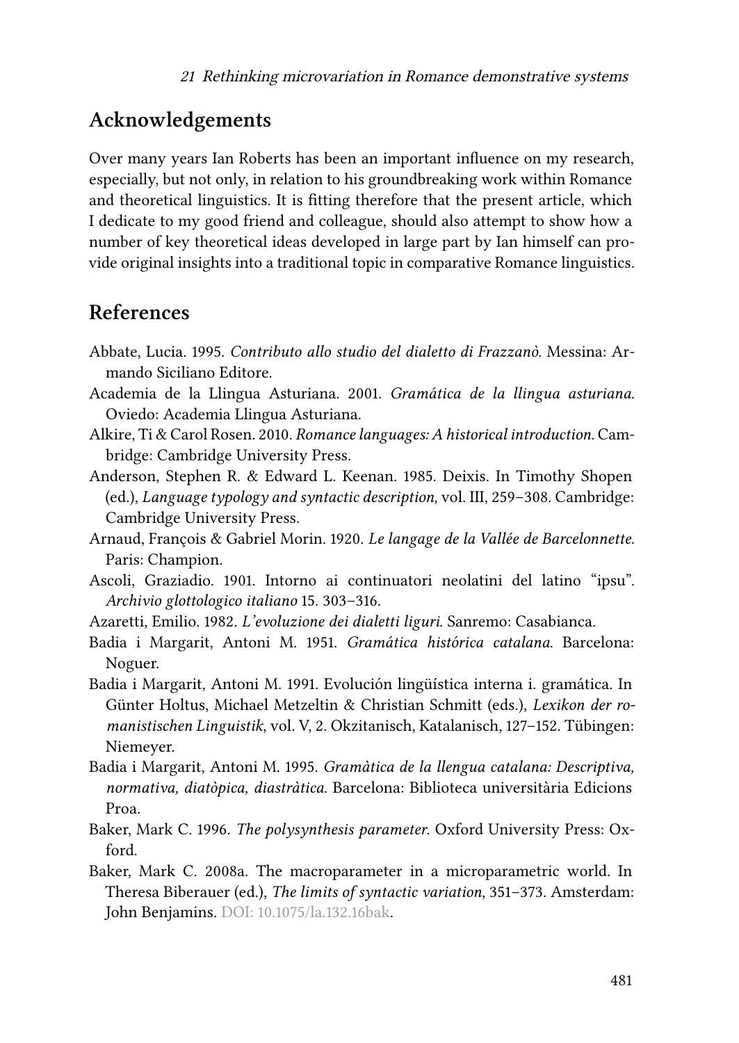## Acknowledgements

Over many years Ian Roberts has been an important influence on my research, especially, but not only, in relation to his groundbreaking work within Romance and theoretical linguistics. It is fitting therefore that the present article, which I dedicate to my good friend and colleague, should also attempt to show how a number of key theoretical ideas developed in large part by Ian himself can provide original insights into a traditional topic in comparative Romance linguistics.

## References

Abbate, Lucia. 1995. *Contributo allo studio del dialetto di Frazzanò*. Messina: Armando Siciliano Editore.

Academia de la Llingua Asturiana. 2001. *Gramática de la llingua asturiana*. Oviedo: Academia Llingua Asturiana.

Alkire, Ti & Carol Rosen. 2010. *Romance languages: A historical introduction*. Cambridge: Cambridge University Press.

Anderson, Stephen R. & Edward L. Keenan. 1985. Deixis. In Timothy Shopen (ed.), *Language typology and syntactic description*, vol. III, 259–308. Cambridge: Cambridge University Press.

Arnaud, François & Gabriel Morin. 1920. *Le langage de la Vallée de Barcelonnette*. Paris: Champion.

Ascoli, Graziadio. 1901. Intorno ai continuatori neolatini del latino "ipsu". *Archivio glottologico italiano* 15. 303–316.

Azaretti, Emilio. 1982. *L'evoluzione dei dialetti liguri*. Sanremo: Casabianca.

Badia i Margarit, Antoni M. 1951. *Gramática histórica catalana*. Barcelona: Noguer.

Badia i Margarit, Antoni M. 1991. Evolución lingüística interna i. gramática. In Günter Holtus, Michael Metzeltin & Christian Schmitt (eds.), *Lexikon der romanistischen Linguistik*, vol. V, 2. Okzitanisch, Katalanisch, 127–152. Tübingen: Niemeyer.

Badia i Margarit, Antoni M. 1995. *Gramàtica de la llengua catalana: Descriptiva, normativa, diatòpica, diastràtica*. Barcelona: Biblioteca universitària Edicions Proa.

Baker, Mark C. 1996. *The polysynthesis parameter*. Oxford University Press: Oxford.

Baker, Mark C. 2008a. The macroparameter in a microparametric world. In Theresa Biberauer (ed.), *The limits of syntactic variation*, 351–373. Amsterdam: John Benjamins. DOI: 10.1075/la.132.16bak.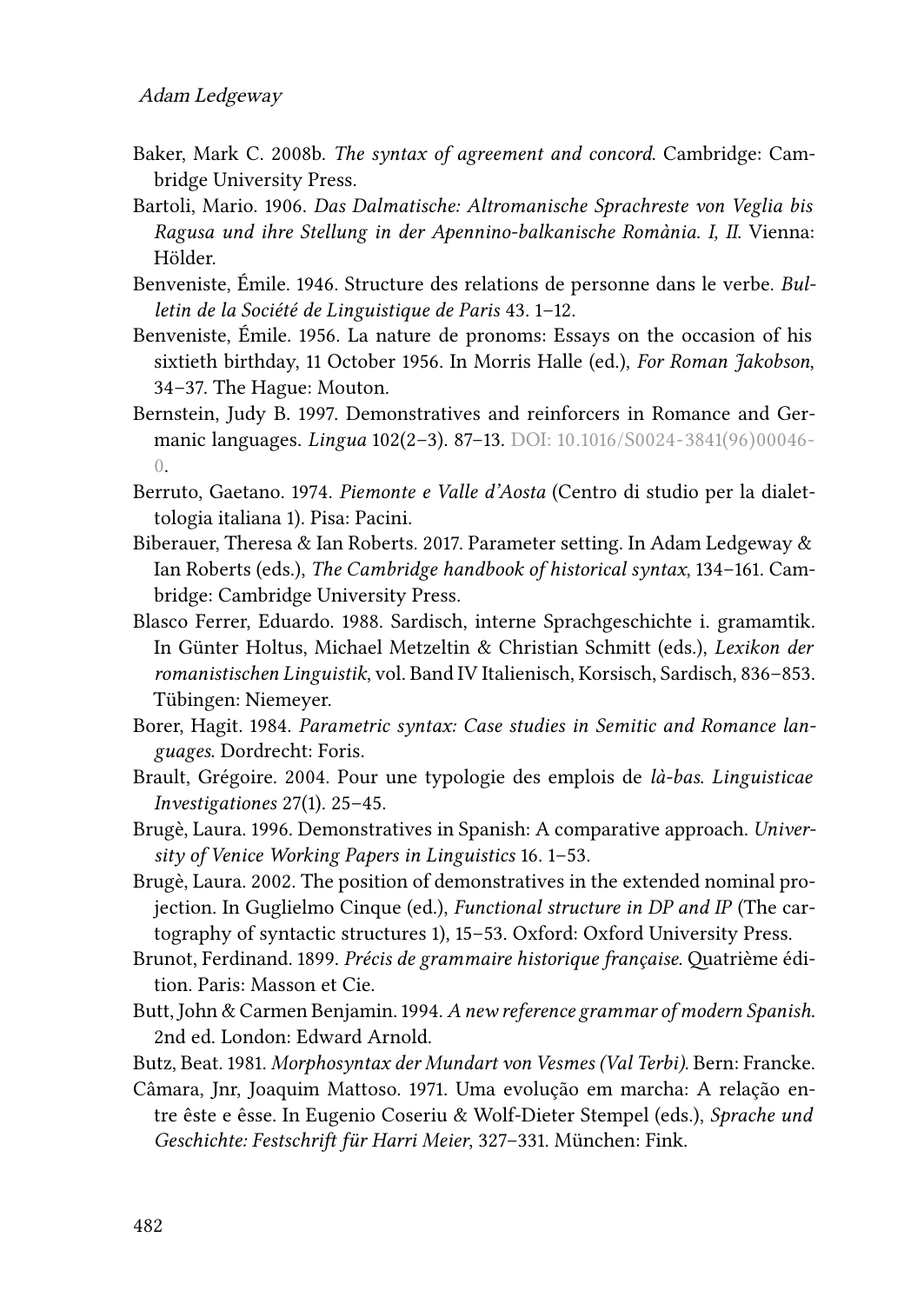Baker, Mark C. 2008b. *The syntax of agreement and concord*. Cambridge: Cambridge University Press.

Bartoli, Mario. 1906. *Das Dalmatische: Altromanische Sprachreste von Veglia bis Ragusa und ihre Stellung in der Apennino-balkanische Romània. I, II*. Vienna: Hölder.

Benveniste, Émile. 1946. Structure des relations de personne dans le verbe. *Bulletin de la Société de Linguistique de Paris* 43. 1–12.

Benveniste, Émile. 1956. La nature de pronoms: Essays on the occasion of his sixtieth birthday, 11 October 1956. In Morris Halle (ed.), *For Roman Jakobson*, 34–37. The Hague: Mouton.

Bernstein, Judy B. 1997. Demonstratives and reinforcers in Romance and Germanic languages. *Lingua* 102(2–3). 87–13. DOI: 10.1016/S0024-3841(96)00046-0.

Berruto, Gaetano. 1974. *Piemonte e Valle d'Aosta* (Centro di studio per la dialettologia italiana 1). Pisa: Pacini.

Biberauer, Theresa & Ian Roberts. 2017. Parameter setting. In Adam Ledgeway & Ian Roberts (eds.), *The Cambridge handbook of historical syntax*, 134–161. Cambridge: Cambridge University Press.

Blasco Ferrer, Eduardo. 1988. Sardisch, interne Sprachgeschichte i. gramamtik. In Günter Holtus, Michael Metzeltin & Christian Schmitt (eds.), *Lexikon der romanistischen Linguistik*, vol. Band IV Italienisch, Korsisch, Sardisch, 836–853. Tübingen: Niemeyer.

Borer, Hagit. 1984. *Parametric syntax: Case studies in Semitic and Romance languages*. Dordrecht: Foris.

Brault, Grégoire. 2004. Pour une typologie des emplois de *là-bas*. *Linguisticae Investigationes* 27(1). 25–45.

Brugè, Laura. 1996. Demonstratives in Spanish: A comparative approach. *University of Venice Working Papers in Linguistics* 16. 1–53.

Brugè, Laura. 2002. The position of demonstratives in the extended nominal projection. In Guglielmo Cinque (ed.), *Functional structure in DP and IP* (The cartography of syntactic structures 1), 15–53. Oxford: Oxford University Press.

Brunot, Ferdinand. 1899. *Précis de grammaire historique française*. Quatrième édition. Paris: Masson et Cie.

Butt, John & Carmen Benjamin. 1994. *A new reference grammar of modern Spanish*. 2nd ed. London: Edward Arnold.

Butz, Beat. 1981. *Morphosyntax der Mundart von Vesmes (Val Terbi)*. Bern: Francke.

Câmara, Jnr, Joaquim Mattoso. 1971. Uma evolução em marcha: A relação entre êste e êsse. In Eugenio Coseriu & Wolf-Dieter Stempel (eds.), *Sprache und Geschichte: Festschrift für Harri Meier*, 327–331. München: Fink.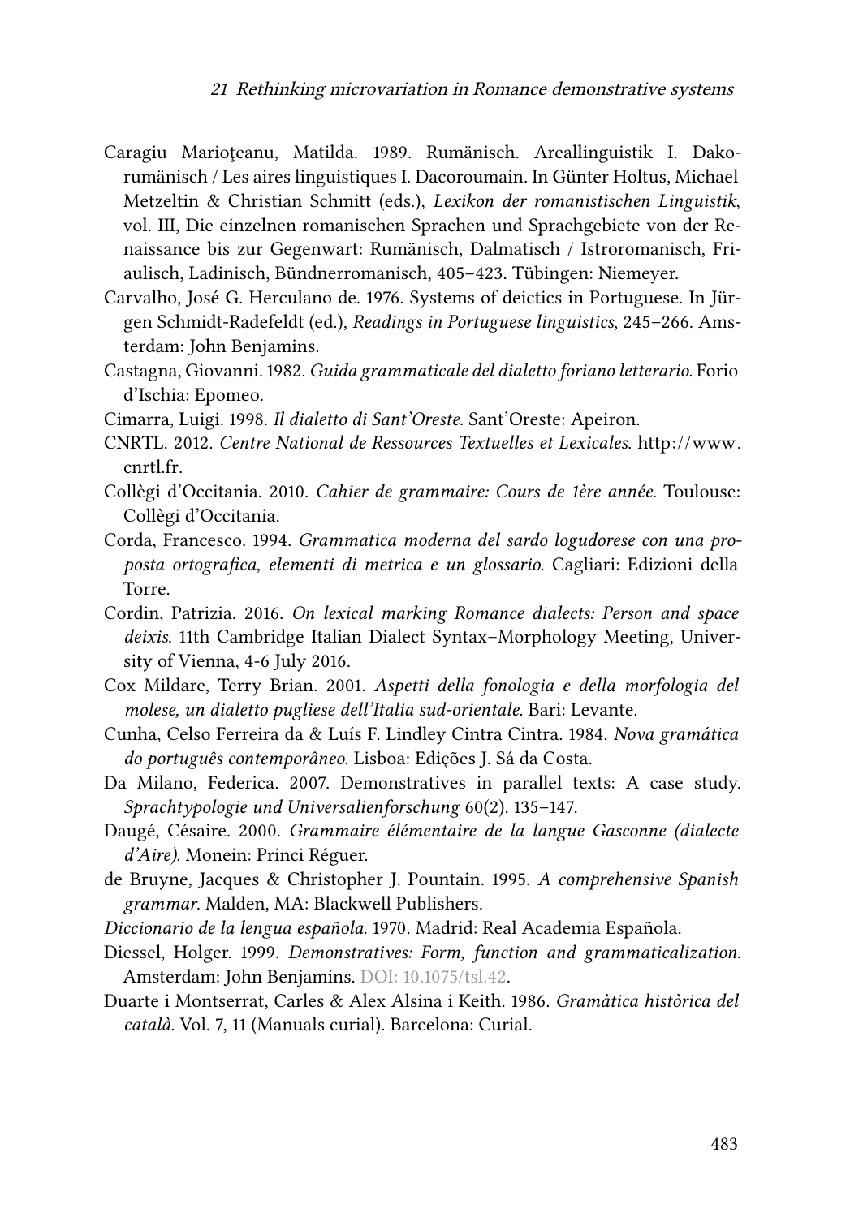Caragiu Marioţeanu, Matilda. 1989. Rumänisch. Areallinguistik I. Dakorumänisch / Les aires linguistiques I. Dacoroumain. In Günter Holtus, Michael Metzeltin & Christian Schmitt (eds.), *Lexikon der romanistischen Linguistik*, vol. III, Die einzelnen romanischen Sprachen und Sprachgebiete von der Renaissance bis zur Gegenwart: Rumänisch, Dalmatisch / Istroromanisch, Friaulisch, Ladinisch, Bündnerromanisch, 405–423. Tübingen: Niemeyer.

Carvalho, José G. Herculano de. 1976. Systems of deictics in Portuguese. In Jürgen Schmidt-Radefeldt (ed.), *Readings in Portuguese linguistics*, 245–266. Amsterdam: John Benjamins.

Castagna, Giovanni. 1982. *Guida grammaticale del dialetto foriano letterario*. Forio d'Ischia: Epomeo.

Cimarra, Luigi. 1998. *Il dialetto di Sant'Oreste*. Sant'Oreste: Apeiron.

CNRTL. 2012. *Centre National de Ressources Textuelles et Lexicales*. http://www.cnrtl.fr.

Collègi d'Occitania. 2010. *Cahier de grammaire: Cours de 1ère année*. Toulouse: Collègi d'Occitania.

Corda, Francesco. 1994. *Grammatica moderna del sardo logudorese con una proposta ortografica, elementi di metrica e un glossario*. Cagliari: Edizioni della Torre.

Cordin, Patrizia. 2016. *On lexical marking Romance dialects: Person and space deixis*. 11th Cambridge Italian Dialect Syntax–Morphology Meeting, University of Vienna, 4-6 July 2016.

Cox Mildare, Terry Brian. 2001. *Aspetti della fonologia e della morfologia del molese, un dialetto pugliese dell'Italia sud-orientale*. Bari: Levante.

Cunha, Celso Ferreira da & Luís F. Lindley Cintra Cintra. 1984. *Nova gramática do português contemporâneo*. Lisboa: Edições J. Sá da Costa.

Da Milano, Federica. 2007. Demonstratives in parallel texts: A case study. *Sprachtypologie und Universalienforschung* 60(2). 135–147.

Daugé, Césaire. 2000. *Grammaire élémentaire de la langue Gasconne (dialecte d'Aire)*. Monein: Princi Réguer.

de Bruyne, Jacques & Christopher J. Pountain. 1995. *A comprehensive Spanish grammar*. Malden, MA: Blackwell Publishers.

*Diccionario de la lengua española*. 1970. Madrid: Real Academia Española.

Diessel, Holger. 1999. *Demonstratives: Form, function and grammaticalization*. Amsterdam: John Benjamins. DOI: 10.1075/tsl.42.

Duarte i Montserrat, Carles & Alex Alsina i Keith. 1986. *Gramàtica històrica del català*. Vol. 7, 11 (Manuals curial). Barcelona: Curial.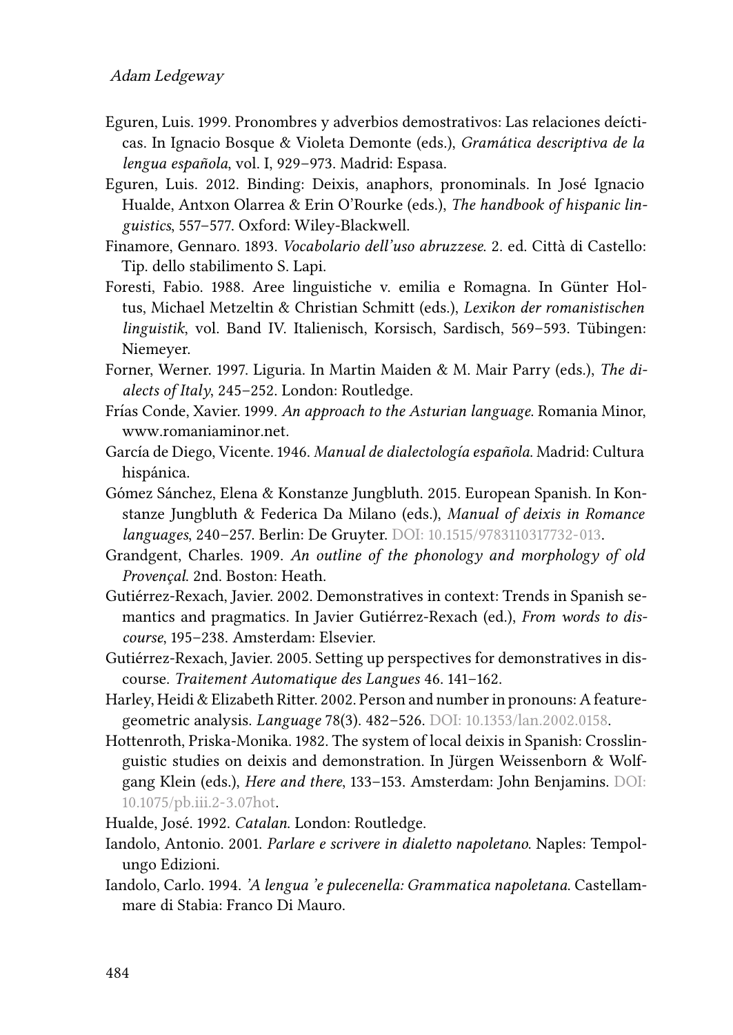Eguren, Luis. 1999. Pronombres y adverbios demostrativos: Las relaciones deícticas. In Ignacio Bosque & Violeta Demonte (eds.), *Gramática descriptiva de la lengua española*, vol. I, 929–973. Madrid: Espasa.

Eguren, Luis. 2012. Binding: Deixis, anaphors, pronominals. In José Ignacio Hualde, Antxon Olarrea & Erin O'Rourke (eds.), *The handbook of hispanic linguistics*, 557–577. Oxford: Wiley-Blackwell.

Finamore, Gennaro. 1893. *Vocabolario dell'uso abruzzese*. 2. ed. Città di Castello: Tip. dello stabilimento S. Lapi.

Foresti, Fabio. 1988. Aree linguistiche v. emilia e Romagna. In Günter Holtus, Michael Metzeltin & Christian Schmitt (eds.), *Lexikon der romanistischen linguistik*, vol. Band IV. Italienisch, Korsisch, Sardisch, 569–593. Tübingen: Niemeyer.

Forner, Werner. 1997. Liguria. In Martin Maiden & M. Mair Parry (eds.), *The dialects of Italy*, 245–252. London: Routledge.

Frías Conde, Xavier. 1999. *An approach to the Asturian language*. Romania Minor, www.romaniaminor.net.

García de Diego, Vicente. 1946. *Manual de dialectología española*. Madrid: Cultura hispánica.

Gómez Sánchez, Elena & Konstanze Jungbluth. 2015. European Spanish. In Konstanze Jungbluth & Federica Da Milano (eds.), *Manual of deixis in Romance languages*, 240–257. Berlin: De Gruyter. DOI: 10.1515/9783110317732-013.

Grandgent, Charles. 1909. *An outline of the phonology and morphology of old Provençal*. 2nd. Boston: Heath.

Gutiérrez-Rexach, Javier. 2002. Demonstratives in context: Trends in Spanish semantics and pragmatics. In Javier Gutiérrez-Rexach (ed.), *From words to discourse*, 195–238. Amsterdam: Elsevier.

Gutiérrez-Rexach, Javier. 2005. Setting up perspectives for demonstratives in discourse. *Traitement Automatique des Langues* 46. 141–162.

Harley, Heidi & Elizabeth Ritter. 2002. Person and number in pronouns: A feature-geometric analysis. *Language* 78(3). 482–526. DOI: 10.1353/lan.2002.0158.

Hottenroth, Priska-Monika. 1982. The system of local deixis in Spanish: Crosslinguistic studies on deixis and demonstration. In Jürgen Weissenborn & Wolfgang Klein (eds.), *Here and there*, 133–153. Amsterdam: John Benjamins. DOI: 10.1075/pb.iii.2-3.07hot.

Hualde, José. 1992. *Catalan*. London: Routledge.

Iandolo, Antonio. 2001. *Parlare e scrivere in dialetto napoletano*. Naples: Tempolungo Edizioni.

Iandolo, Carlo. 1994. *'A lengua 'e pulecenella: Grammatica napoletana*. Castellammare di Stabia: Franco Di Mauro.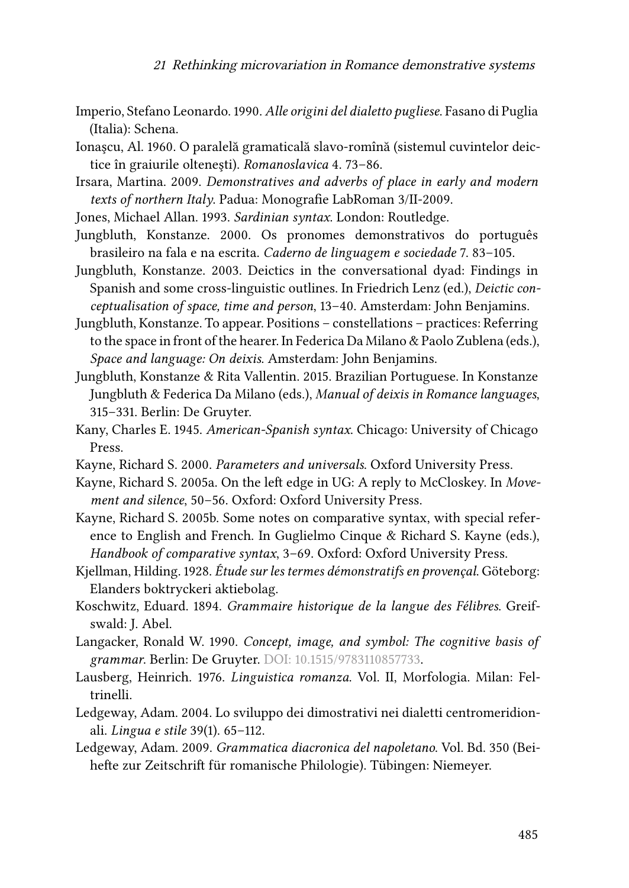Imperio, Stefano Leonardo. 1990. *Alle origini del dialetto pugliese*. Fasano di Puglia (Italia): Schena.

Ionaşcu, Al. 1960. O paralelă gramaticală slavo-romînă (sistemul cuvintelor deictice în graiurile olteneşti). *Romanoslavica* 4. 73–86.

Irsara, Martina. 2009. *Demonstratives and adverbs of place in early and modern texts of northern Italy*. Padua: Monografie LabRoman 3/II-2009.

Jones, Michael Allan. 1993. *Sardinian syntax*. London: Routledge.

Jungbluth, Konstanze. 2000. Os pronomes demonstrativos do português brasileiro na fala e na escrita. *Caderno de linguagem e sociedade* 7. 83–105.

Jungbluth, Konstanze. 2003. Deictics in the conversational dyad: Findings in Spanish and some cross-linguistic outlines. In Friedrich Lenz (ed.), *Deictic conceptualisation of space, time and person*, 13–40. Amsterdam: John Benjamins.

Jungbluth, Konstanze. To appear. Positions – constellations – practices: Referring to the space in front of the hearer. In Federica Da Milano & Paolo Zublena (eds.), *Space and language: On deixis*. Amsterdam: John Benjamins.

Jungbluth, Konstanze & Rita Vallentin. 2015. Brazilian Portuguese. In Konstanze Jungbluth & Federica Da Milano (eds.), *Manual of deixis in Romance languages*, 315–331. Berlin: De Gruyter.

Kany, Charles E. 1945. *American-Spanish syntax*. Chicago: University of Chicago Press.

Kayne, Richard S. 2000. *Parameters and universals*. Oxford University Press.

Kayne, Richard S. 2005a. On the left edge in UG: A reply to McCloskey. In *Movement and silence*, 50–56. Oxford: Oxford University Press.

Kayne, Richard S. 2005b. Some notes on comparative syntax, with special reference to English and French. In Guglielmo Cinque & Richard S. Kayne (eds.), *Handbook of comparative syntax*, 3–69. Oxford: Oxford University Press.

Kjellman, Hilding. 1928. *Étude sur les termes démonstratifs en provençal*. Göteborg: Elanders boktryckeri aktiebolag.

Koschwitz, Eduard. 1894. *Grammaire historique de la langue des Félibres*. Greifswald: J. Abel.

Langacker, Ronald W. 1990. *Concept, image, and symbol: The cognitive basis of grammar*. Berlin: De Gruyter. DOI: 10.1515/9783110857733.

Lausberg, Heinrich. 1976. *Linguistica romanza*. Vol. II, Morfologia. Milan: Feltrinelli.

Ledgeway, Adam. 2004. Lo sviluppo dei dimostrativi nei dialetti centromeridionali. *Lingua e stile* 39(1). 65–112.

Ledgeway, Adam. 2009. *Grammatica diacronica del napoletano*. Vol. Bd. 350 (Beihefte zur Zeitschrift für romanische Philologie). Tübingen: Niemeyer.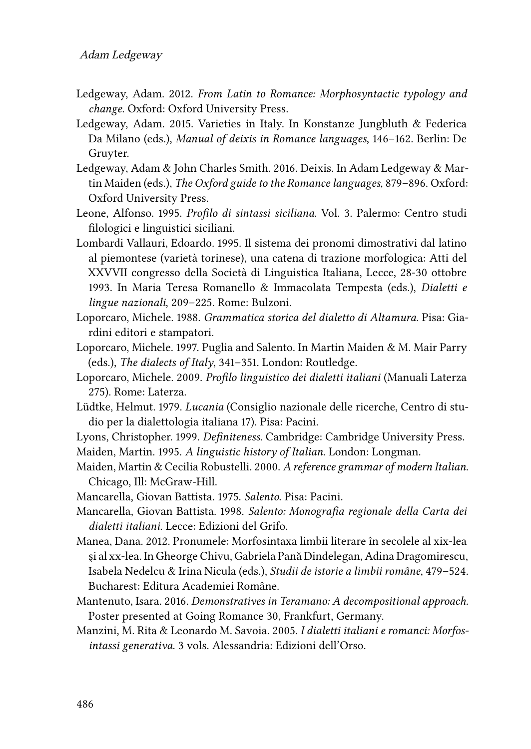Ledgeway, Adam. 2012. *From Latin to Romance: Morphosyntactic typology and change*. Oxford: Oxford University Press.

Ledgeway, Adam. 2015. Varieties in Italy. In Konstanze Jungbluth & Federica Da Milano (eds.), *Manual of deixis in Romance languages*, 146–162. Berlin: De Gruyter.

Ledgeway, Adam & John Charles Smith. 2016. Deixis. In Adam Ledgeway & Martin Maiden (eds.), *The Oxford guide to the Romance languages*, 879–896. Oxford: Oxford University Press.

Leone, Alfonso. 1995. *Profilo di sintassi siciliana*. Vol. 3. Palermo: Centro studi filologici e linguistici siciliani.

Lombardi Vallauri, Edoardo. 1995. Il sistema dei pronomi dimostrativi dal latino al piemontese (varietà torinese), una catena di trazione morfologica: Atti del XXVVII congresso della Società di Linguistica Italiana, Lecce, 28-30 ottobre 1993. In Maria Teresa Romanello & Immacolata Tempesta (eds.), *Dialetti e lingue nazionali*, 209–225. Rome: Bulzoni.

Loporcaro, Michele. 1988. *Grammatica storica del dialetto di Altamura*. Pisa: Giardini editori e stampatori.

Loporcaro, Michele. 1997. Puglia and Salento. In Martin Maiden & M. Mair Parry (eds.), *The dialects of Italy*, 341–351. London: Routledge.

Loporcaro, Michele. 2009. *Profilo linguistico dei dialetti italiani* (Manuali Laterza 275). Rome: Laterza.

Lüdtke, Helmut. 1979. *Lucania* (Consiglio nazionale delle ricerche, Centro di studio per la dialettologia italiana 17). Pisa: Pacini.

Lyons, Christopher. 1999. *Definiteness*. Cambridge: Cambridge University Press.

Maiden, Martin. 1995. *A linguistic history of Italian*. London: Longman.

Maiden, Martin & Cecilia Robustelli. 2000. *A reference grammar of modern Italian*. Chicago, Ill: McGraw-Hill.

Mancarella, Giovan Battista. 1975. *Salento*. Pisa: Pacini.

Mancarella, Giovan Battista. 1998. *Salento: Monografia regionale della Carta dei dialetti italiani*. Lecce: Edizioni del Grifo.

Manea, Dana. 2012. Pronumele: Morfosintaxa limbii literare în secolele al xix-lea şi al xx-lea. In Gheorge Chivu, Gabriela Pană Dindelegan, Adina Dragomirescu, Isabela Nedelcu & Irina Nicula (eds.), *Studii de istorie a limbii române*, 479–524. Bucharest: Editura Academiei Române.

Mantenuto, Isara. 2016. *Demonstratives in Teramano: A decompositional approach*. Poster presented at Going Romance 30, Frankfurt, Germany.

Manzini, M. Rita & Leonardo M. Savoia. 2005. *I dialetti italiani e romanci: Morfosintassi generativa*. 3 vols. Alessandria: Edizioni dell'Orso.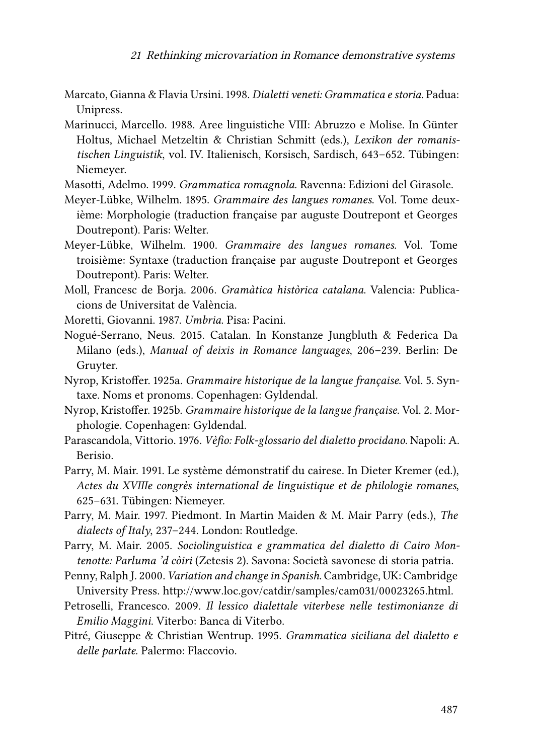Marcato, Gianna & Flavia Ursini. 1998. *Dialetti veneti: Grammatica e storia*. Padua: Unipress.

Marinucci, Marcello. 1988. Aree linguistiche VIII: Abruzzo e Molise. In Günter Holtus, Michael Metzeltin & Christian Schmitt (eds.), *Lexikon der romanistischen Linguistik*, vol. IV. Italienisch, Korsisch, Sardisch, 643–652. Tübingen: Niemeyer.

Masotti, Adelmo. 1999. *Grammatica romagnola*. Ravenna: Edizioni del Girasole.

Meyer-Lübke, Wilhelm. 1895. *Grammaire des langues romanes*. Vol. Tome deuxième: Morphologie (traduction française par auguste Doutrepont et Georges Doutrepont). Paris: Welter.

Meyer-Lübke, Wilhelm. 1900. *Grammaire des langues romanes*. Vol. Tome troisième: Syntaxe (traduction française par auguste Doutrepont et Georges Doutrepont). Paris: Welter.

Moll, Francesc de Borja. 2006. *Gramàtica històrica catalana*. Valencia: Publicacions de Universitat de València.

Moretti, Giovanni. 1987. *Umbria*. Pisa: Pacini.

Nogué-Serrano, Neus. 2015. Catalan. In Konstanze Jungbluth & Federica Da Milano (eds.), *Manual of deixis in Romance languages*, 206–239. Berlin: De Gruyter.

Nyrop, Kristoffer. 1925a. *Grammaire historique de la langue française*. Vol. 5. Syntaxe. Noms et pronoms. Copenhagen: Gyldendal.

Nyrop, Kristoffer. 1925b. *Grammaire historique de la langue française*. Vol. 2. Morphologie. Copenhagen: Gyldendal.

Parascandola, Vittorio. 1976. *Vèfio: Folk-glossario del dialetto procidano*. Napoli: A. Berisio.

Parry, M. Mair. 1991. Le système démonstratif du cairese. In Dieter Kremer (ed.), *Actes du XVIIIe congrès international de linguistique et de philologie romanes*, 625–631. Tübingen: Niemeyer.

Parry, M. Mair. 1997. Piedmont. In Martin Maiden & M. Mair Parry (eds.), *The dialects of Italy*, 237–244. London: Routledge.

Parry, M. Mair. 2005. *Sociolinguistica e grammatica del dialetto di Cairo Montenotte: Parluma 'd còiri* (Zetesis 2). Savona: Società savonese di storia patria.

Penny, Ralph J. 2000. *Variation and change in Spanish*. Cambridge, UK: Cambridge University Press. http://www.loc.gov/catdir/samples/cam031/00023265.html.

Petroselli, Francesco. 2009. *Il lessico dialettale viterbese nelle testimonianze di Emilio Maggini*. Viterbo: Banca di Viterbo.

Pitré, Giuseppe & Christian Wentrup. 1995. *Grammatica siciliana del dialetto e delle parlate*. Palermo: Flaccovio.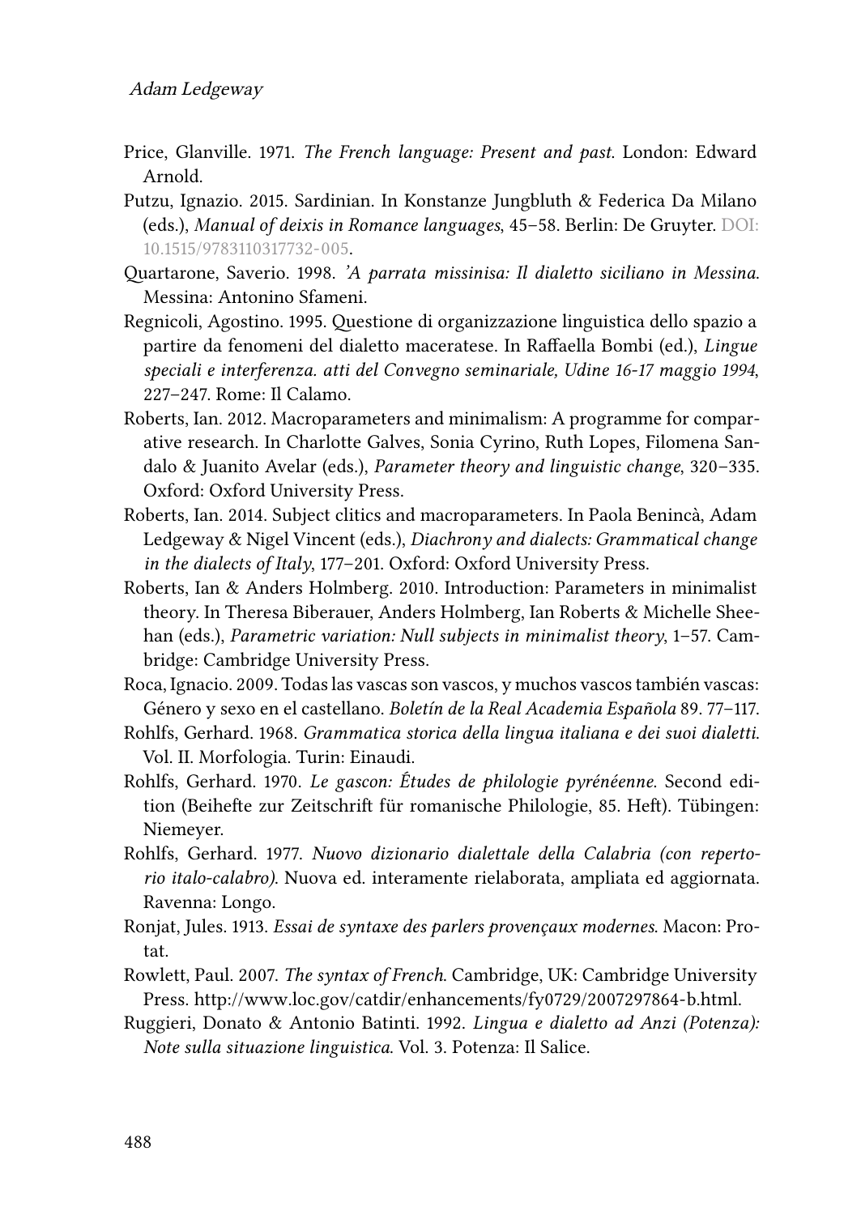Price, Glanville. 1971. *The French language: Present and past*. London: Edward Arnold.

Putzu, Ignazio. 2015. Sardinian. In Konstanze Jungbluth & Federica Da Milano (eds.), *Manual of deixis in Romance languages*, 45–58. Berlin: De Gruyter. DOI: 10.1515/9783110317732-005.

Quartarone, Saverio. 1998. *'A parrata missinisa: Il dialetto siciliano in Messina*. Messina: Antonino Sfameni.

Regnicoli, Agostino. 1995. Questione di organizzazione linguistica dello spazio a partire da fenomeni del dialetto maceratese. In Raffaella Bombi (ed.), *Lingue speciali e interferenza. atti del Convegno seminariale, Udine 16-17 maggio 1994*, 227–247. Rome: Il Calamo.

Roberts, Ian. 2012. Macroparameters and minimalism: A programme for comparative research. In Charlotte Galves, Sonia Cyrino, Ruth Lopes, Filomena Sandalo & Juanito Avelar (eds.), *Parameter theory and linguistic change*, 320–335. Oxford: Oxford University Press.

Roberts, Ian. 2014. Subject clitics and macroparameters. In Paola Benincà, Adam Ledgeway & Nigel Vincent (eds.), *Diachrony and dialects: Grammatical change in the dialects of Italy*, 177–201. Oxford: Oxford University Press.

Roberts, Ian & Anders Holmberg. 2010. Introduction: Parameters in minimalist theory. In Theresa Biberauer, Anders Holmberg, Ian Roberts & Michelle Sheehan (eds.), *Parametric variation: Null subjects in minimalist theory*, 1–57. Cambridge: Cambridge University Press.

Roca, Ignacio. 2009. Todas las vascas son vascos, y muchos vascos también vascas: Género y sexo en el castellano. *Boletín de la Real Academia Española* 89. 77–117.

Rohlfs, Gerhard. 1968. *Grammatica storica della lingua italiana e dei suoi dialetti*. Vol. II. Morfologia. Turin: Einaudi.

Rohlfs, Gerhard. 1970. *Le gascon: Études de philologie pyrénéenne*. Second edition (Beihefte zur Zeitschrift für romanische Philologie, 85. Heft). Tübingen: Niemeyer.

Rohlfs, Gerhard. 1977. *Nuovo dizionario dialettale della Calabria (con repertorio italo-calabro)*. Nuova ed. interamente rielaborata, ampliata ed aggiornata. Ravenna: Longo.

Ronjat, Jules. 1913. *Essai de syntaxe des parlers provençaux modernes*. Macon: Protat.

Rowlett, Paul. 2007. *The syntax of French*. Cambridge, UK: Cambridge University Press. http://www.loc.gov/catdir/enhancements/fy0729/2007297864-b.html.

Ruggieri, Donato & Antonio Batinti. 1992. *Lingua e dialetto ad Anzi (Potenza): Note sulla situazione linguistica*. Vol. 3. Potenza: Il Salice.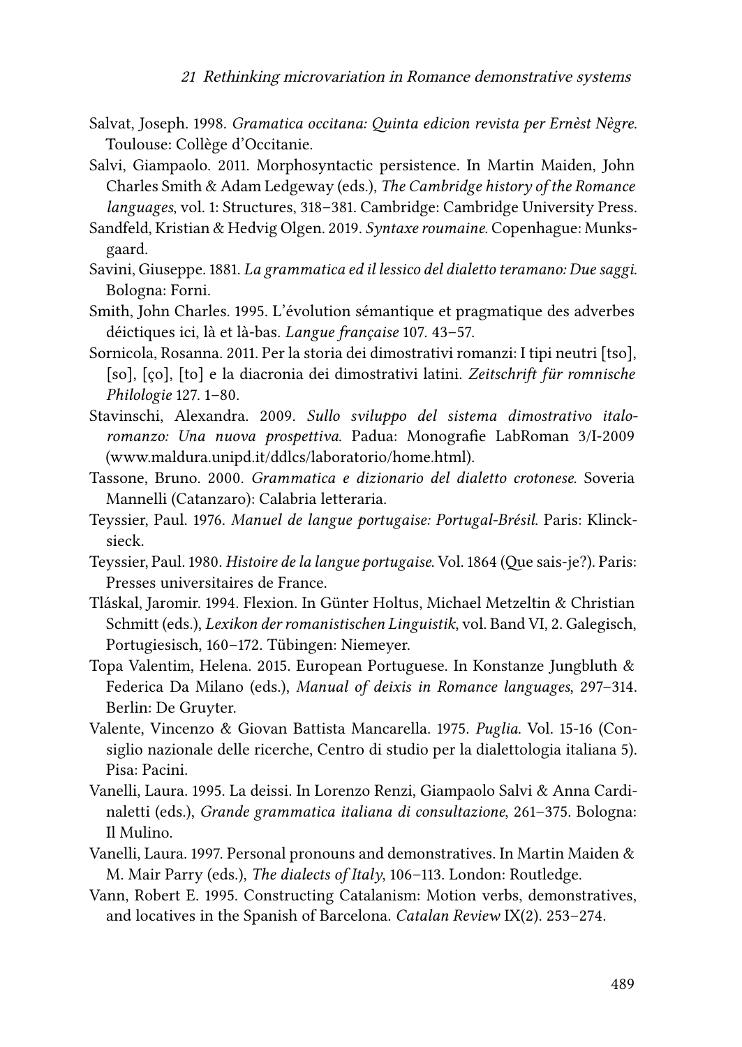Salvat, Joseph. 1998. *Gramatica occitana: Quinta edicion revista per Ernèst Nègre*. Toulouse: Collège d'Occitanie.

Salvi, Giampaolo. 2011. Morphosyntactic persistence. In Martin Maiden, John Charles Smith & Adam Ledgeway (eds.), *The Cambridge history of the Romance languages*, vol. 1: Structures, 318–381. Cambridge: Cambridge University Press.

Sandfeld, Kristian & Hedvig Olgen. 2019. *Syntaxe roumaine*. Copenhague: Munksgaard.

Savini, Giuseppe. 1881. *La grammatica ed il lessico del dialetto teramano: Due saggi*. Bologna: Forni.

Smith, John Charles. 1995. L'évolution sémantique et pragmatique des adverbes déictiques ici, là et là-bas. *Langue française* 107. 43–57.

Sornicola, Rosanna. 2011. Per la storia dei dimostrativi romanzi: I tipi neutri [tso], [so], [ço], [to] e la diacronia dei dimostrativi latini. *Zeitschrift für romnische Philologie* 127. 1–80.

Stavinschi, Alexandra. 2009. *Sullo sviluppo del sistema dimostrativo italoromanzo: Una nuova prospettiva*. Padua: Monografie LabRoman 3/I-2009 (www.maldura.unipd.it/ddlcs/laboratorio/home.html).

Tassone, Bruno. 2000. *Grammatica e dizionario del dialetto crotonese*. Soveria Mannelli (Catanzaro): Calabria letteraria.

Teyssier, Paul. 1976. *Manuel de langue portugaise: Portugal-Brésil*. Paris: Klincksieck.

Teyssier, Paul. 1980. *Histoire de la langue portugaise*. Vol. 1864 (Que sais-je?). Paris: Presses universitaires de France.

Tláskal, Jaromir. 1994. Flexion. In Günter Holtus, Michael Metzeltin & Christian Schmitt (eds.), *Lexikon der romanistischen Linguistik*, vol. Band VI, 2. Galegisch, Portugiesisch, 160–172. Tübingen: Niemeyer.

Topa Valentim, Helena. 2015. European Portuguese. In Konstanze Jungbluth & Federica Da Milano (eds.), *Manual of deixis in Romance languages*, 297–314. Berlin: De Gruyter.

Valente, Vincenzo & Giovan Battista Mancarella. 1975. *Puglia*. Vol. 15-16 (Consiglio nazionale delle ricerche, Centro di studio per la dialettologia italiana 5). Pisa: Pacini.

Vanelli, Laura. 1995. La deissi. In Lorenzo Renzi, Giampaolo Salvi & Anna Cardinaletti (eds.), *Grande grammatica italiana di consultazione*, 261–375. Bologna: Il Mulino.

Vanelli, Laura. 1997. Personal pronouns and demonstratives. In Martin Maiden & M. Mair Parry (eds.), *The dialects of Italy*, 106–113. London: Routledge.

Vann, Robert E. 1995. Constructing Catalanism: Motion verbs, demonstratives, and locatives in the Spanish of Barcelona. *Catalan Review* IX(2). 253–274.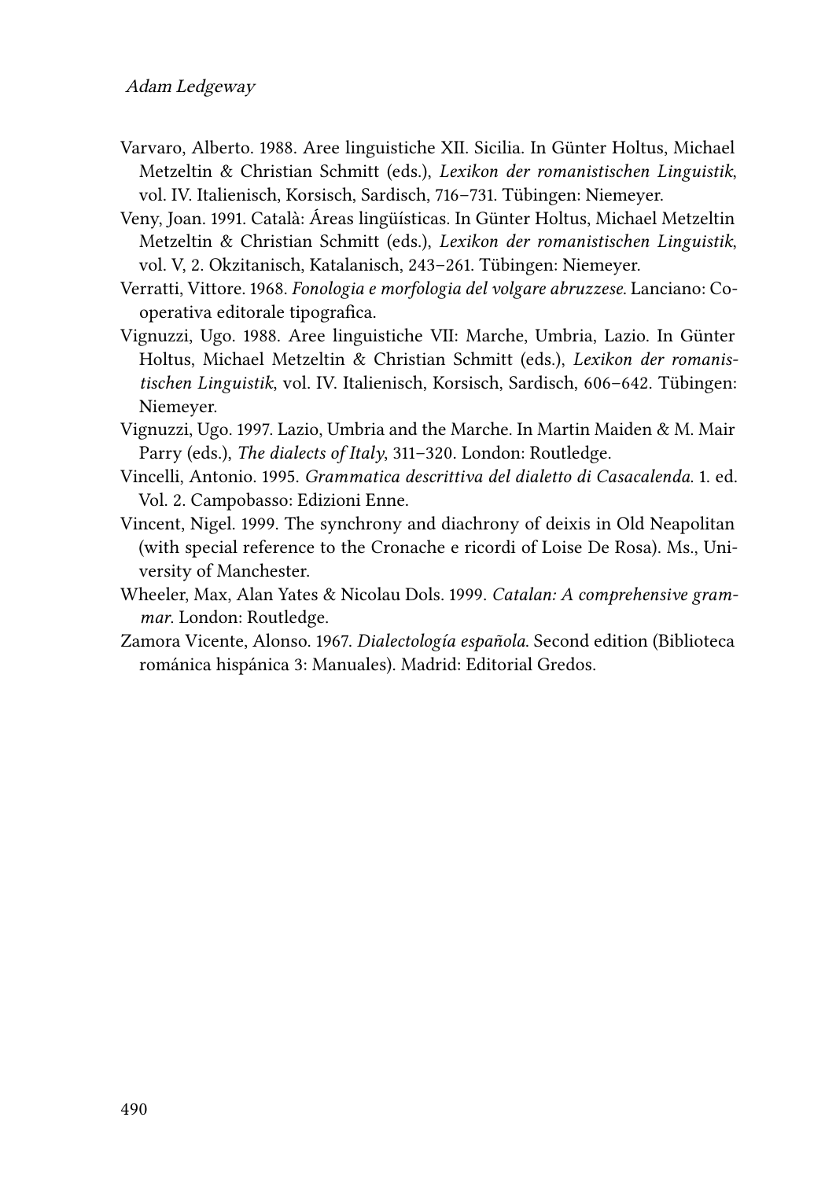Varvaro, Alberto. 1988. Aree linguistiche XII. Sicilia. In Günter Holtus, Michael Metzeltin & Christian Schmitt (eds.), *Lexikon der romanistischen Linguistik*, vol. IV. Italienisch, Korsisch, Sardisch, 716–731. Tübingen: Niemeyer.

Veny, Joan. 1991. Català: Áreas lingüísticas. In Günter Holtus, Michael Metzeltin Metzeltin & Christian Schmitt (eds.), *Lexikon der romanistischen Linguistik*, vol. V, 2. Okzitanisch, Katalanisch, 243–261. Tübingen: Niemeyer.

Verratti, Vittore. 1968. *Fonologia e morfologia del volgare abruzzese*. Lanciano: Cooperativa editorale tipografica.

Vignuzzi, Ugo. 1988. Aree linguistiche VII: Marche, Umbria, Lazio. In Günter Holtus, Michael Metzeltin & Christian Schmitt (eds.), *Lexikon der romanistischen Linguistik*, vol. IV. Italienisch, Korsisch, Sardisch, 606–642. Tübingen: Niemeyer.

Vignuzzi, Ugo. 1997. Lazio, Umbria and the Marche. In Martin Maiden & M. Mair Parry (eds.), *The dialects of Italy*, 311–320. London: Routledge.

Vincelli, Antonio. 1995. *Grammatica descrittiva del dialetto di Casacalenda*. 1. ed. Vol. 2. Campobasso: Edizioni Enne.

Vincent, Nigel. 1999. The synchrony and diachrony of deixis in Old Neapolitan (with special reference to the Cronache e ricordi of Loise De Rosa). Ms., University of Manchester.

Wheeler, Max, Alan Yates & Nicolau Dols. 1999. *Catalan: A comprehensive grammar*. London: Routledge.

Zamora Vicente, Alonso. 1967. *Dialectología española*. Second edition (Biblioteca románica hispánica 3: Manuales). Madrid: Editorial Gredos.